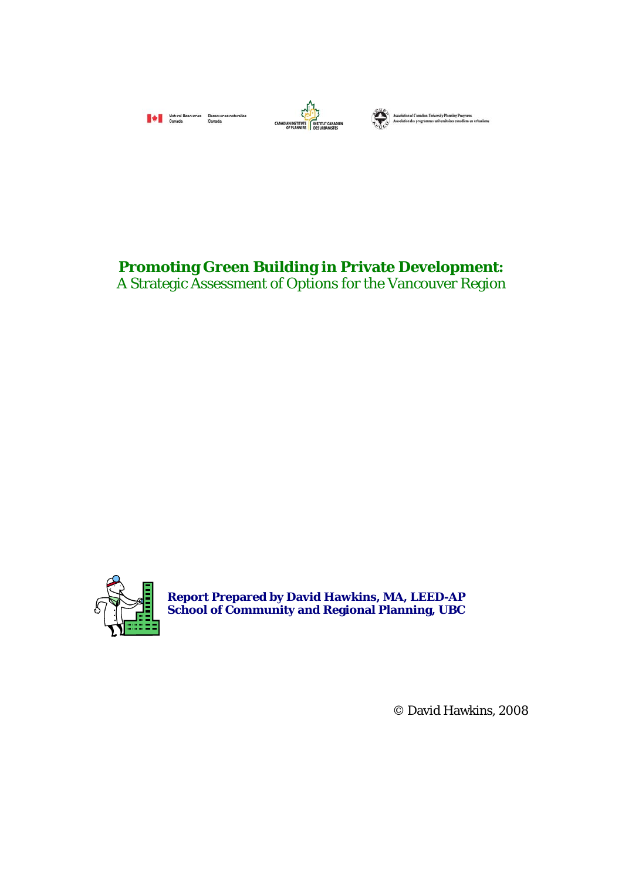Natural Resources Canada   Ressources naturelles Canada

CANADIAN INSTITUTE OF PLANNERS | INSTITUT CANADIEN DES URBANISTES

Association of Canadian University Planning Programs
Association des programmes universitaires canadiens en urbanisme

# Promoting Green Building in Private Development:
## A Strategic Assessment of Options for the Vancouver Region

**Report Prepared by David Hawkins, MA, LEED-AP**
**School of Community and Regional Planning, UBC**

© David Hawkins, 2008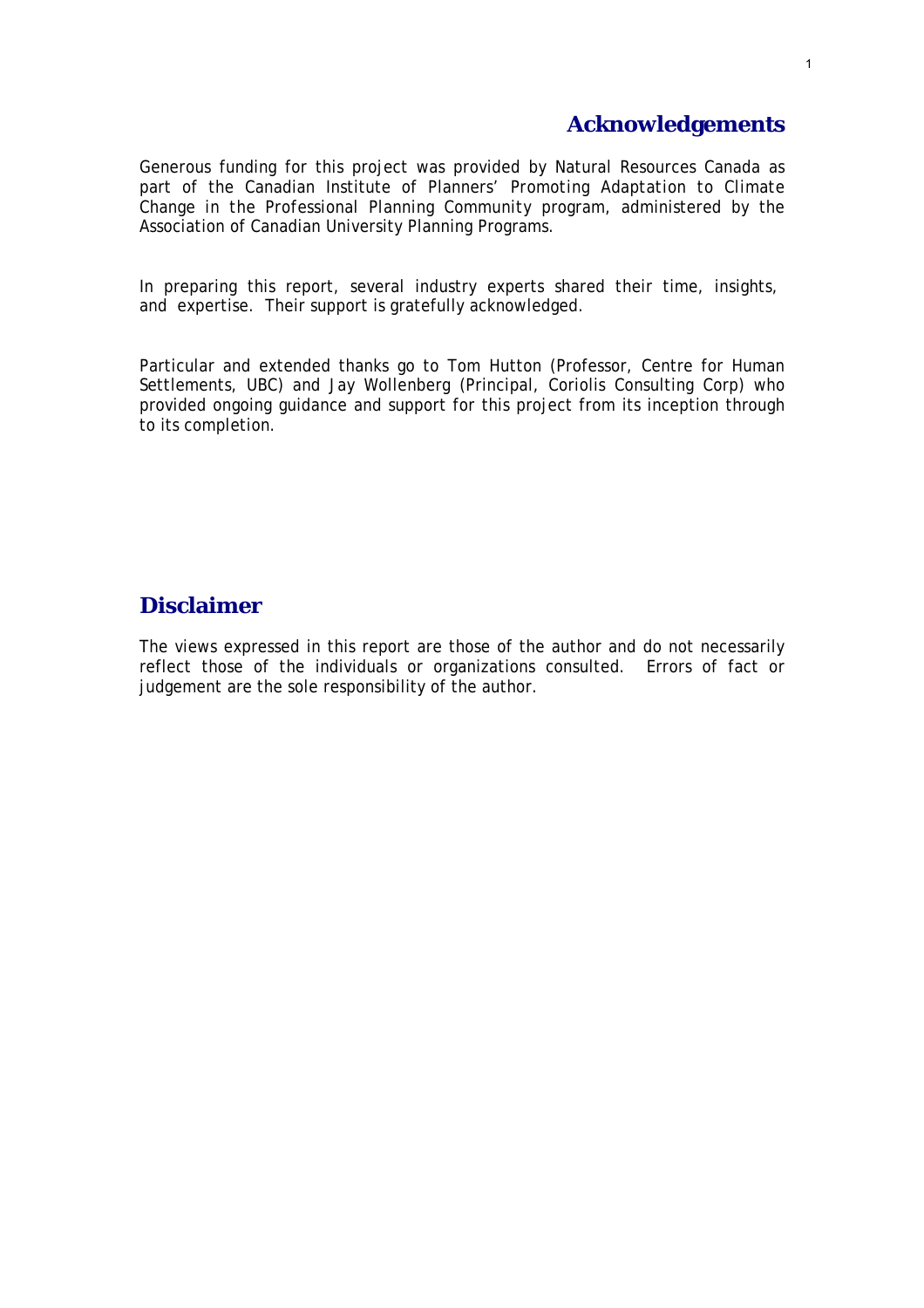## Acknowledgements

Generous funding for this project was provided by Natural Resources Canada as part of the Canadian Institute of Planners' *Promoting Adaptation to Climate Change in the Professional Planning Community* program, administered by the Association of Canadian University Planning Programs.

In preparing this report, several industry experts shared their time, insights, and expertise. Their support is gratefully acknowledged.

Particular and extended thanks go to Tom Hutton (Professor, Centre for Human Settlements, UBC) and Jay Wollenberg (Principal, Coriolis Consulting Corp) who provided ongoing guidance and support for this project from its inception through to its completion.

## Disclaimer

The views expressed in this report are those of the author and do not necessarily reflect those of the individuals or organizations consulted. Errors of fact or judgement are the sole responsibility of the author.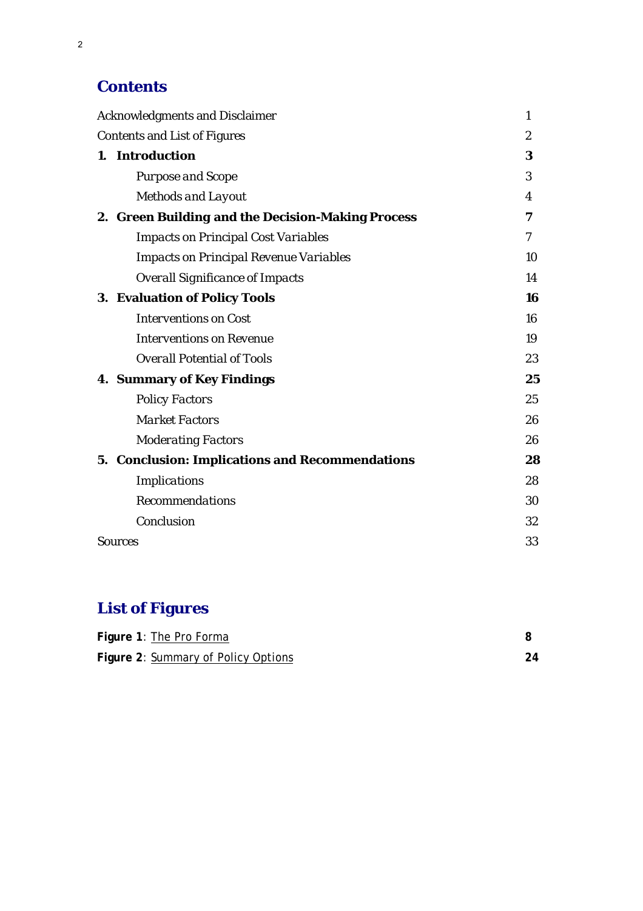## Contents

| | |
|---|---|
| Acknowledgments and Disclaimer | 1 |
| Contents and List of Figures | 2 |
| **1. Introduction** | **3** |
| Purpose and Scope | 3 |
| Methods and Layout | 4 |
| **2. Green Building and the Decision-Making Process** | **7** |
| Impacts on Principal Cost Variables | 7 |
| Impacts on Principal Revenue Variables | 10 |
| Overall Significance of Impacts | 14 |
| **3. Evaluation of Policy Tools** | **16** |
| Interventions on Cost | 16 |
| Interventions on Revenue | 19 |
| Overall Potential of Tools | 23 |
| **4. Summary of Key Findings** | **25** |
| Policy Factors | 25 |
| Market Factors | 26 |
| Moderating Factors | 26 |
| **5. Conclusion: Implications and Recommendations** | **28** |
| Implications | 28 |
| Recommendations | 30 |
| Conclusion | 32 |
| Sources | 33 |

## List of Figures

| | |
|---|---|
| **Figure 1**: The Pro Forma | **8** |
| **Figure 2**: Summary of Policy Options | **24** |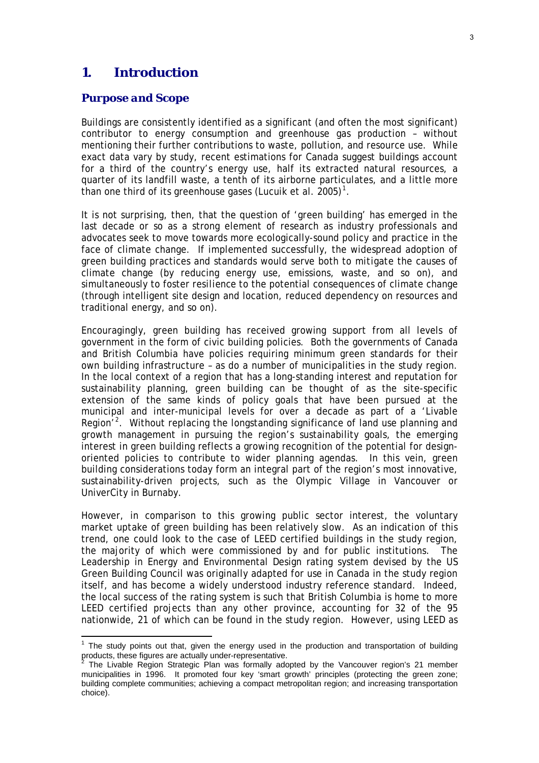# 1. Introduction

## *Purpose and Scope*

Buildings are consistently identified as a significant (and often the most significant) contributor to energy consumption and greenhouse gas production – without mentioning their further contributions to waste, pollution, and resource use. While exact data vary by study, recent estimations for Canada suggest buildings account for a third of the country's energy use, half its extracted natural resources, a quarter of its landfill waste, a tenth of its airborne particulates, and a little more than one third of its greenhouse gases (Lucuik et al. 2005)[1].

It is not surprising, then, that the question of 'green building' has emerged in the last decade or so as a strong element of research as industry professionals and advocates seek to move towards more ecologically-sound policy and practice in the face of climate change. If implemented successfully, the widespread adoption of green building practices and standards would serve both to mitigate the causes of climate change (by reducing energy use, emissions, waste, and so on), and simultaneously to foster resilience to the potential consequences of climate change (through intelligent site design and location, reduced dependency on resources and traditional energy, and so on).

Encouragingly, green building has received growing support from all levels of government in the form of civic building policies. Both the governments of Canada and British Columbia have policies requiring minimum green standards for their own building infrastructure – as do a number of municipalities in the study region. In the local context of a region that has a long-standing interest and reputation for sustainability planning, green building can be thought of as the site-specific extension of the same kinds of policy goals that have been pursued at the municipal and inter-municipal levels for over a decade as part of a 'Livable Region'[2]. Without replacing the longstanding significance of land use planning and growth management in pursuing the region's sustainability goals, the emerging interest in green building reflects a growing recognition of the potential for design-oriented policies to contribute to wider planning agendas. In this vein, green building considerations today form an integral part of the region's most innovative, sustainability-driven projects, such as the Olympic Village in Vancouver or UniverCity in Burnaby.

However, in comparison to this growing public sector interest, the voluntary market uptake of green building has been relatively slow. As an indication of this trend, one could look to the case of LEED certified buildings in the study region, the majority of which were commissioned by and for public institutions. The Leadership in Energy and Environmental Design rating system devised by the US Green Building Council was originally adapted for use in Canada in the study region itself, and has become a widely understood industry reference standard. Indeed, the local success of the rating system is such that British Columbia is home to more LEED certified projects than any other province, accounting for 32 of the 95 nationwide, 21 of which can be found in the study region. However, using LEED as

---

[1] The study points out that, given the energy used in the production and transportation of building products, these figures are actually under-representative.

[2] The Livable Region Strategic Plan was formally adopted by the Vancouver region's 21 member municipalities in 1996. It promoted four key 'smart growth' principles (protecting the green zone; building complete communities; achieving a compact metropolitan region; and increasing transportation choice).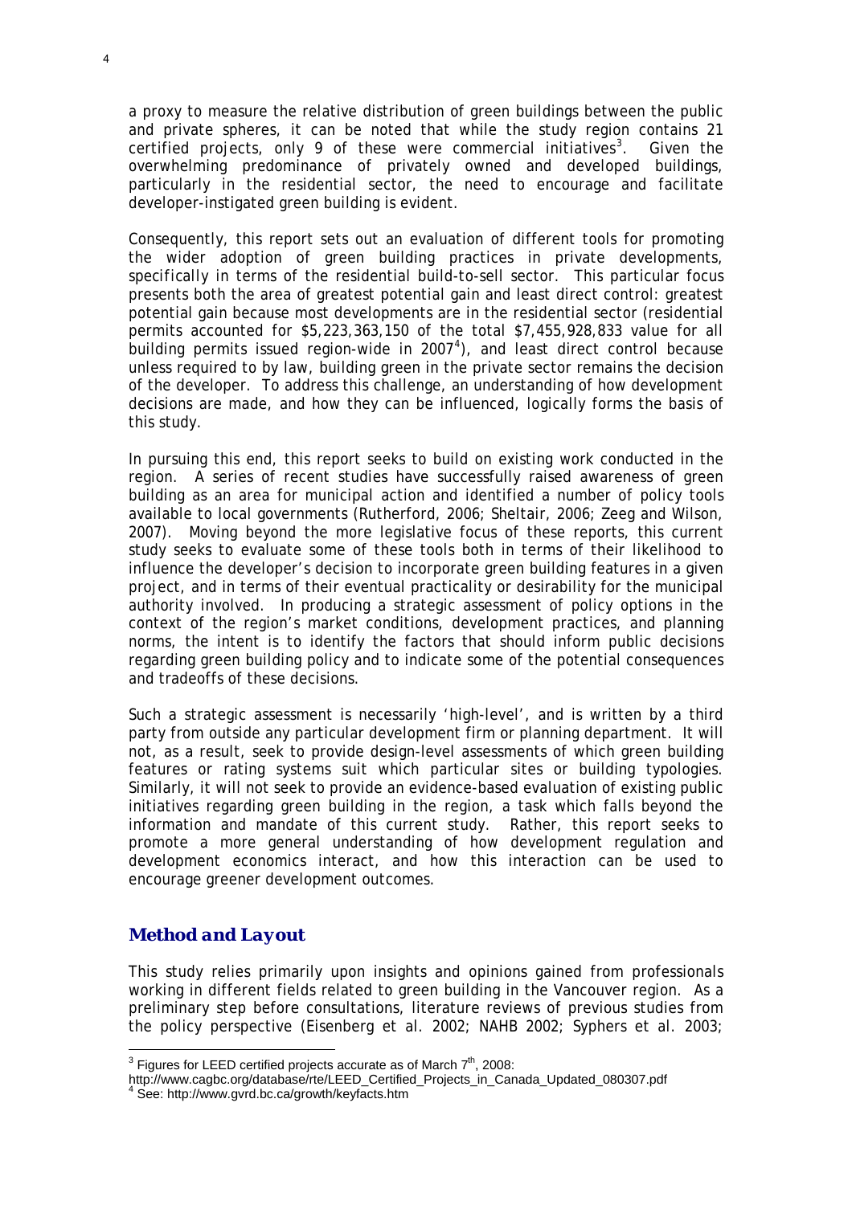a proxy to measure the relative distribution of green buildings between the public and private spheres, it can be noted that while the study region contains 21 certified projects, only 9 of these were commercial initiatives[3]. Given the overwhelming predominance of privately owned and developed buildings, particularly in the residential sector, the need to encourage and facilitate developer-instigated green building is evident.

Consequently, this report sets out an evaluation of different tools for promoting the wider adoption of green building practices in private developments, specifically in terms of the residential build-to-sell sector. This particular focus presents both the area of greatest potential gain and least direct control: greatest potential gain because most developments are in the residential sector (residential permits accounted for $5,223,363,150 of the total $7,455,928,833 value for all building permits issued region-wide in 2007[4]), and least direct control because unless required to by law, building green in the private sector remains the decision of the developer. To address this challenge, an understanding of how development decisions are made, and how they can be influenced, logically forms the basis of this study.

In pursuing this end, this report seeks to build on existing work conducted in the region. A series of recent studies have successfully raised awareness of green building as an area for municipal action and identified a number of policy tools available to local governments (Rutherford, 2006; Sheltair, 2006; Zeeg and Wilson, 2007). Moving beyond the more legislative focus of these reports, this current study seeks to evaluate some of these tools both in terms of their likelihood to influence the developer's decision to incorporate green building features in a given project, and in terms of their eventual practicality or desirability for the municipal authority involved. In producing a strategic assessment of policy options in the context of the region's market conditions, development practices, and planning norms, the intent is to identify the factors that should inform public decisions regarding green building policy and to indicate some of the potential consequences and tradeoffs of these decisions.

Such a strategic assessment is necessarily 'high-level', and is written by a third party from outside any particular development firm or planning department. It will not, as a result, seek to provide design-level assessments of which green building features or rating systems suit which particular sites or building typologies. Similarly, it will not seek to provide an evidence-based evaluation of existing public initiatives regarding green building in the region, a task which falls beyond the information and mandate of this current study. Rather, this report seeks to promote a more general understanding of how development regulation and development economics interact, and how this interaction can be used to encourage greener development outcomes.

## *Method and Layout*

This study relies primarily upon insights and opinions gained from professionals working in different fields related to green building in the Vancouver region. As a preliminary step before consultations, literature reviews of previous studies from the policy perspective (Eisenberg et al. 2002; NAHB 2002; Syphers et al. 2003;

---

[3] Figures for LEED certified projects accurate as of March 7th, 2008: http://www.cagbc.org/database/rte/LEED_Certified_Projects_in_Canada_Updated_080307.pdf

[4] See: http://www.gvrd.bc.ca/growth/keyfacts.htm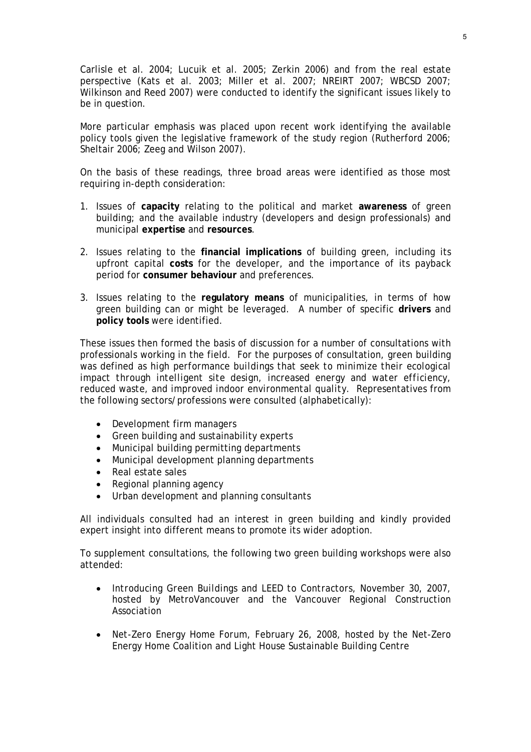Carlisle et al. 2004; Lucuik et al. 2005; Zerkin 2006) and from the real estate perspective (Kats et al. 2003; Miller et al. 2007; NREIRT 2007; WBCSD 2007; Wilkinson and Reed 2007) were conducted to identify the significant issues likely to be in question.

More particular emphasis was placed upon recent work identifying the available policy tools given the legislative framework of the study region (Rutherford 2006; Sheltair 2006; Zeeg and Wilson 2007).

On the basis of these readings, three broad areas were identified as those most requiring in-depth consideration:

1. Issues of **capacity** relating to the political and market **awareness** of green building; and the available industry (developers and design professionals) and municipal **expertise** and **resources**.

2. Issues relating to the **financial implications** of building green, including its upfront capital **costs** for the developer, and the importance of its payback period for **consumer behaviour** and preferences.

3. Issues relating to the **regulatory means** of municipalities, in terms of how green building can or might be leveraged. A number of specific **drivers** and **policy tools** were identified.

These issues then formed the basis of discussion for a number of consultations with professionals working in the field. For the purposes of consultation, green building was defined as high performance buildings that seek to minimize their ecological impact through intelligent site design, increased energy and water efficiency, reduced waste, and improved indoor environmental quality. Representatives from the following sectors/professions were consulted (alphabetically):

- Development firm managers
- Green building and sustainability experts
- Municipal building permitting departments
- Municipal development planning departments
- Real estate sales
- Regional planning agency
- Urban development and planning consultants

All individuals consulted had an interest in green building and kindly provided expert insight into different means to promote its wider adoption.

To supplement consultations, the following two green building workshops were also attended:

- Introducing Green Buildings and LEED to Contractors, November 30, 2007, hosted by MetroVancouver and the Vancouver Regional Construction Association

- Net-Zero Energy Home Forum, February 26, 2008, hosted by the Net-Zero Energy Home Coalition and Light House Sustainable Building Centre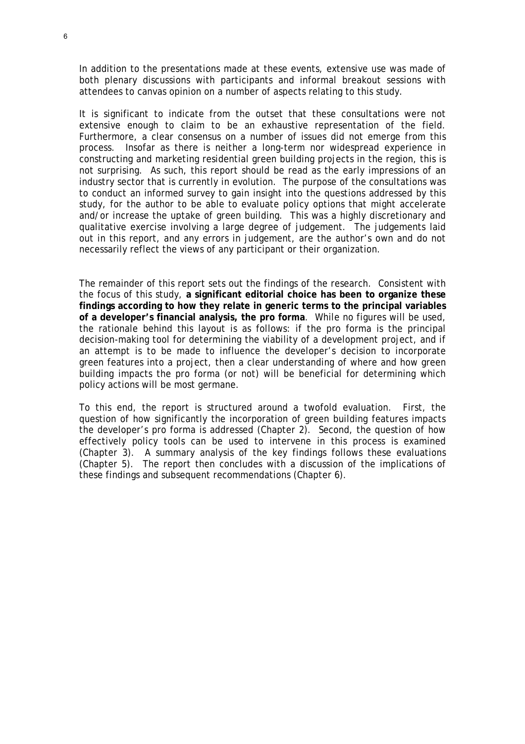In addition to the presentations made at these events, extensive use was made of both plenary discussions with participants and informal breakout sessions with attendees to canvas opinion on a number of aspects relating to this study.

It is significant to indicate from the outset that these consultations were not extensive enough to claim to be an exhaustive representation of the field. Furthermore, a clear consensus on a number of issues did not emerge from this process. Insofar as there is neither a long-term nor widespread experience in constructing and marketing residential green building projects in the region, this is not surprising. As such, this report should be read as the early impressions of an industry sector that is currently in evolution. The purpose of the consultations was to conduct an informed survey to gain insight into the questions addressed by this study, for the author to be able to evaluate policy options that might accelerate and/or increase the uptake of green building. This was a highly discretionary and qualitative exercise involving a large degree of judgement. The judgements laid out in this report, and any errors in judgement, are the author's own and do not necessarily reflect the views of any participant or their organization.

The remainder of this report sets out the findings of the research. Consistent with the focus of this study, **a significant editorial choice has been to organize these findings according to how they relate in generic terms to the principal variables of a developer's financial analysis, the pro forma**. While no figures will be used, the rationale behind this layout is as follows: if the pro forma is the principal decision-making tool for determining the viability of a development project, and if an attempt is to be made to influence the developer's decision to incorporate green features into a project, then a clear understanding of where and how green building impacts the pro forma (or not) will be beneficial for determining which policy actions will be most germane.

To this end, the report is structured around a twofold evaluation. First, the question of how significantly the incorporation of green building features impacts the developer's pro forma is addressed (Chapter 2). Second, the question of how effectively policy tools can be used to intervene in this process is examined (Chapter 3). A summary analysis of the key findings follows these evaluations (Chapter 5). The report then concludes with a discussion of the implications of these findings and subsequent recommendations (Chapter 6).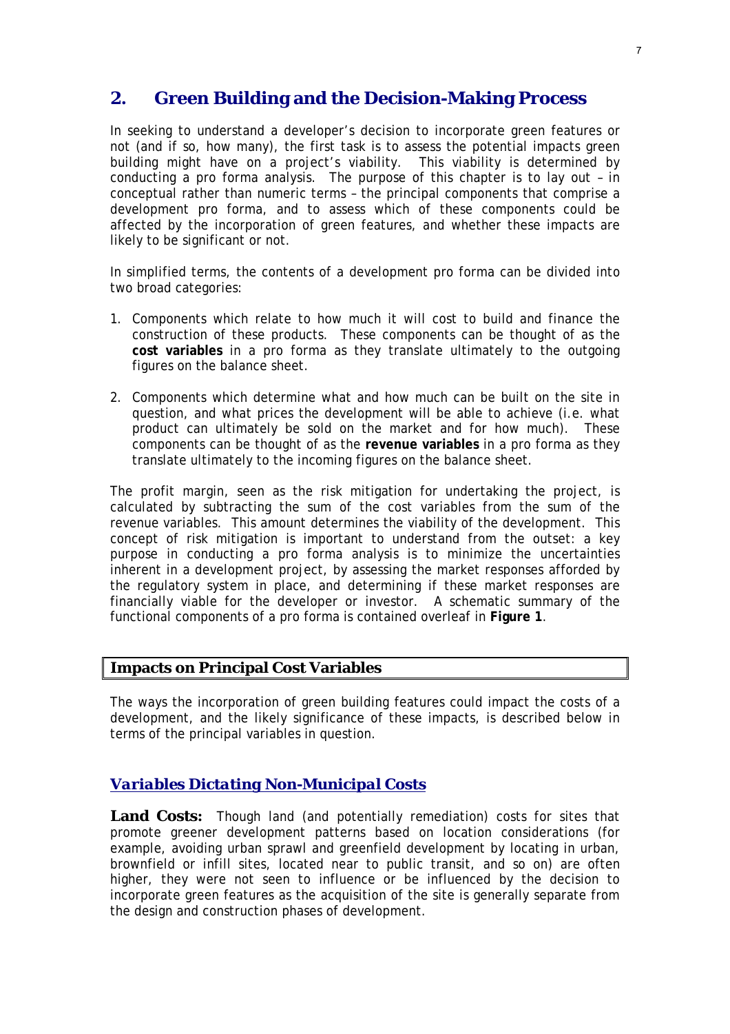## 2. Green Building and the Decision-Making Process

In seeking to understand a developer's decision to incorporate green features or not (and if so, how many), the first task is to assess the potential impacts green building might have on a project's viability. This viability is determined by conducting a pro forma analysis. The purpose of this chapter is to lay out – in conceptual rather than numeric terms – the principal components that comprise a development pro forma, and to assess which of these components could be affected by the incorporation of green features, and whether these impacts are likely to be significant or not.

In simplified terms, the contents of a development pro forma can be divided into two broad categories:

1. Components which relate to how much it will cost to build and finance the construction of these products. These components can be thought of as the **cost variables** in a pro forma as they translate ultimately to the outgoing figures on the balance sheet.

2. Components which determine what and how much can be built on the site in question, and what prices the development will be able to achieve (i.e. what product can ultimately be sold on the market and for how much). These components can be thought of as the **revenue variables** in a pro forma as they translate ultimately to the incoming figures on the balance sheet.

The profit margin, seen as the risk mitigation for undertaking the project, is calculated by subtracting the sum of the cost variables from the sum of the revenue variables. This amount determines the viability of the development. This concept of risk mitigation is important to understand from the outset: a key purpose in conducting a pro forma analysis is to minimize the uncertainties inherent in a development project, by assessing the market responses afforded by the regulatory system in place, and determining if these market responses are financially viable for the developer or investor. A schematic summary of the functional components of a pro forma is contained overleaf in **Figure 1**.

### Impacts on Principal Cost Variables

The ways the incorporation of green building features could impact the costs of a development, and the likely significance of these impacts, is described below in terms of the principal variables in question.

#### *Variables Dictating Non-Municipal Costs*

**Land Costs:** Though land (and potentially remediation) costs for sites that promote greener development patterns based on location considerations (for example, avoiding urban sprawl and greenfield development by locating in urban, brownfield or infill sites, located near to public transit, and so on) are often higher, they were not seen to influence or be influenced by the decision to incorporate green features as the acquisition of the site is generally separate from the design and construction phases of development.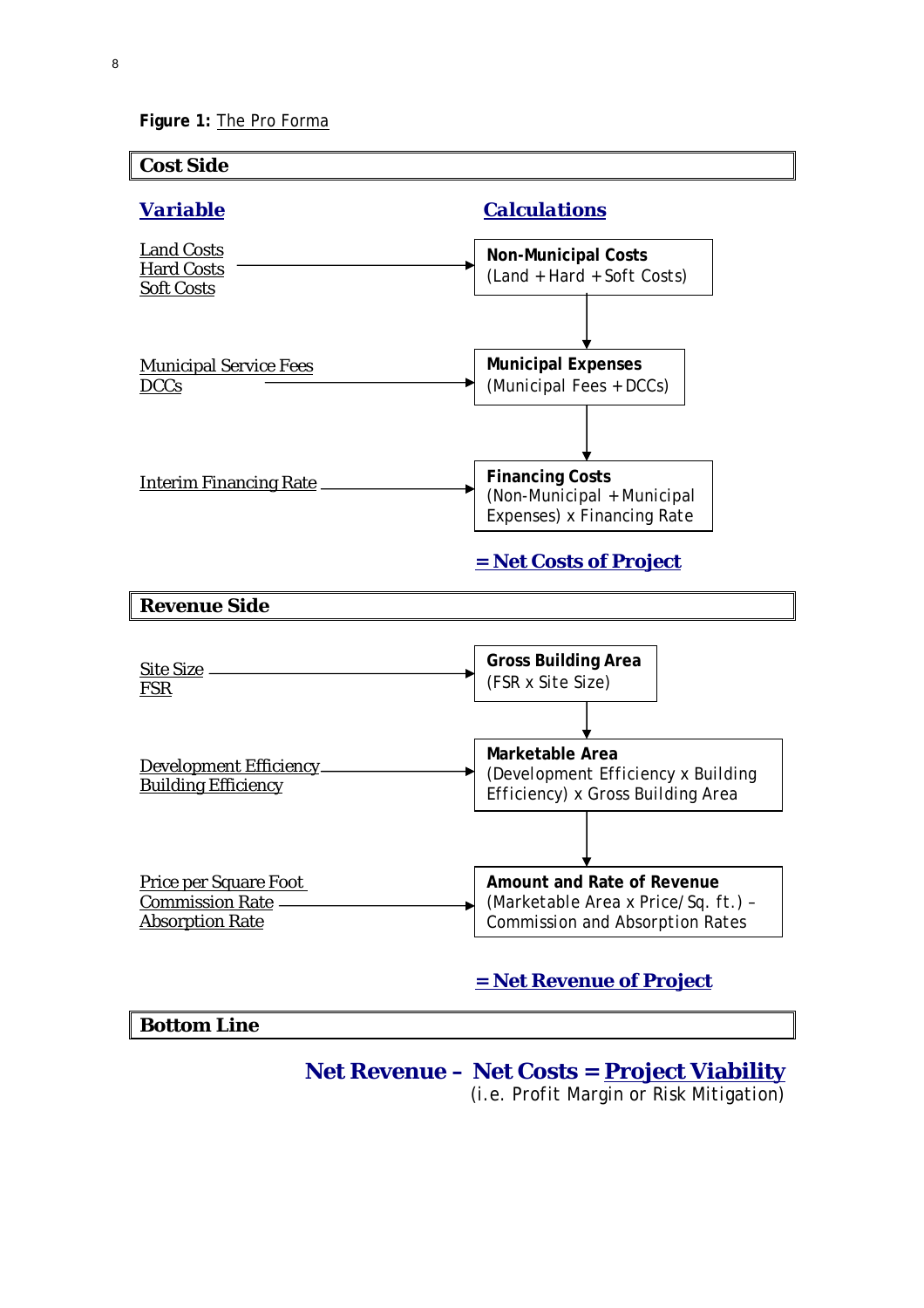**Figure 1:** The Pro Forma

## Cost Side

| Variable | Calculations |
|---|---|
| Land Costs<br>Hard Costs<br>Soft Costs | **Non-Municipal Costs**<br>(Land + Hard + Soft Costs) |
| Municipal Service Fees<br>DCCs | **Municipal Expenses**<br>(Municipal Fees + DCCs) |
| Interim Financing Rate | **Financing Costs**<br>(Non-Municipal + Municipal Expenses) x Financing Rate |

**= Net Costs of Project**

## Revenue Side

| Variable | Calculations |
|---|---|
| Site Size<br>FSR | **Gross Building Area**<br>(FSR x Site Size) |
| Development Efficiency<br>Building Efficiency | **Marketable Area**<br>(Development Efficiency x Building Efficiency) x Gross Building Area |
| Price per Square Foot<br>Commission Rate<br>Absorption Rate | **Amount and Rate of Revenue**<br>(Marketable Area x Price/Sq. ft.) – Commission and Absorption Rates |

**= Net Revenue of Project**

## Bottom Line

**Net Revenue – Net Costs = Project Viability**
(i.e. Profit Margin or Risk Mitigation)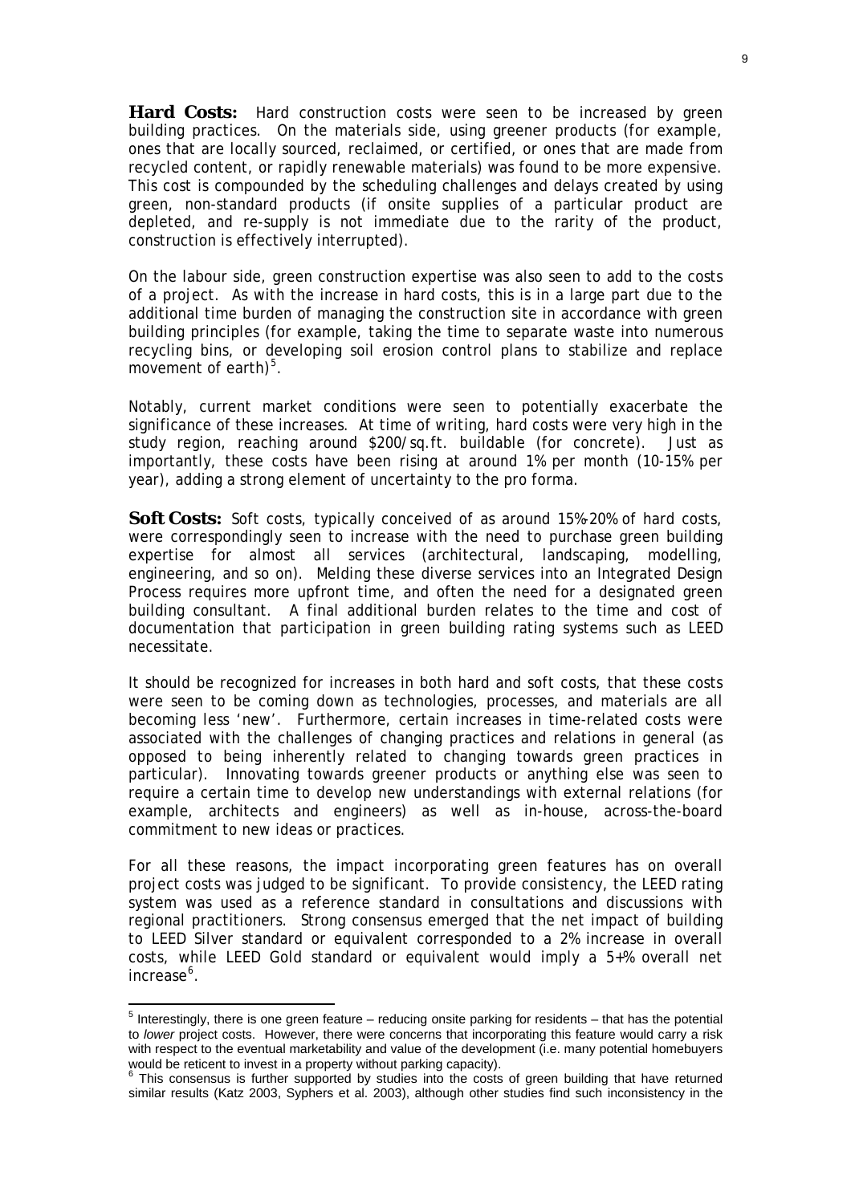**Hard Costs:** Hard construction costs were seen to be increased by green building practices. On the materials side, using greener products (for example, ones that are locally sourced, reclaimed, or certified, or ones that are made from recycled content, or rapidly renewable materials) was found to be more expensive. This cost is compounded by the scheduling challenges and delays created by using green, non-standard products (if onsite supplies of a particular product are depleted, and re-supply is not immediate due to the rarity of the product, construction is effectively interrupted).

On the labour side, green construction expertise was also seen to add to the costs of a project. As with the increase in hard costs, this is in a large part due to the additional time burden of managing the construction site in accordance with green building principles (for example, taking the time to separate waste into numerous recycling bins, or developing soil erosion control plans to stabilize and replace movement of earth)[5].

Notably, current market conditions were seen to potentially exacerbate the significance of these increases. At time of writing, hard costs were very high in the study region, reaching around $200/sq.ft. buildable (for concrete). Just as importantly, these costs have been rising at around 1% per month (10-15% per year), adding a strong element of uncertainty to the pro forma.

**Soft Costs:** Soft costs, typically conceived of as around 15%-20% of hard costs, were correspondingly seen to increase with the need to purchase green building expertise for almost all services (architectural, landscaping, modelling, engineering, and so on). Melding these diverse services into an Integrated Design Process requires more upfront time, and often the need for a designated green building consultant. A final additional burden relates to the time and cost of documentation that participation in green building rating systems such as LEED necessitate.

It should be recognized for increases in both hard and soft costs, that these costs were seen to be coming down as technologies, processes, and materials are all becoming less 'new'. Furthermore, certain increases in time-related costs were associated with the challenges of changing practices and relations in general (as opposed to being inherently related to changing towards green practices in particular). Innovating towards greener products or anything else was seen to require a certain time to develop new understandings with external relations (for example, architects and engineers) as well as in-house, across-the-board commitment to new ideas or practices.

For all these reasons, the impact incorporating green features has on overall project costs was judged to be significant. To provide consistency, the LEED rating system was used as a reference standard in consultations and discussions with regional practitioners. Strong consensus emerged that the net impact of building to LEED Silver standard or equivalent corresponded to a 2% increase in overall costs, while LEED Gold standard or equivalent would imply a 5+% overall net increase[6].

---

[5] Interestingly, there is one green feature – reducing onsite parking for residents – that has the potential to *lower* project costs. However, there were concerns that incorporating this feature would carry a risk with respect to the eventual marketability and value of the development (i.e. many potential homebuyers would be reticent to invest in a property without parking capacity).

[6] This consensus is further supported by studies into the costs of green building that have returned similar results (Katz 2003, Syphers et al. 2003), although other studies find such inconsistency in the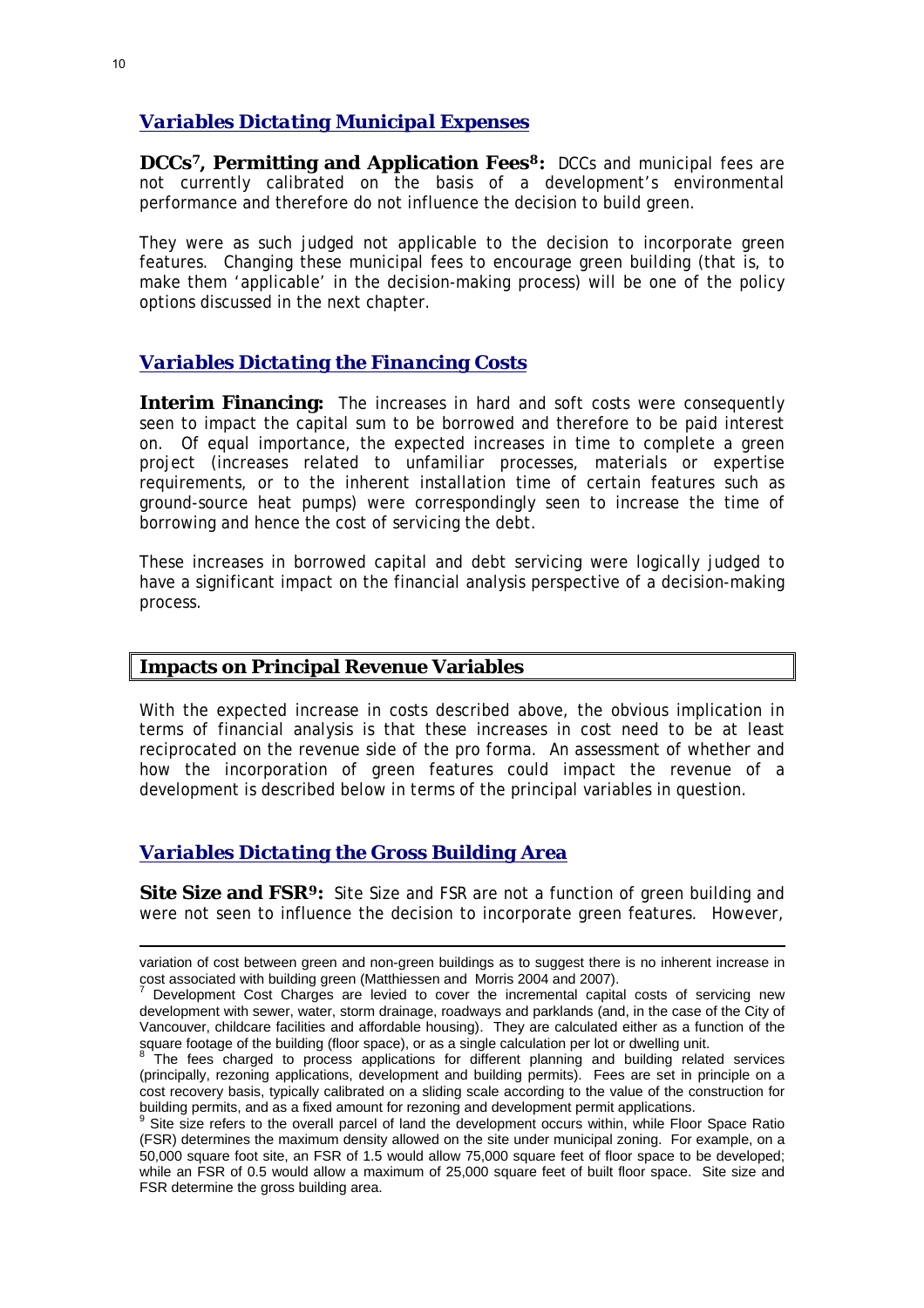### *Variables Dictating Municipal Expenses*

**DCCs[7], Permitting and Application Fees[8]:** DCCs and municipal fees are not currently calibrated on the basis of a development's environmental performance and therefore do not influence the decision to build green.

They were as such judged not applicable to the decision to incorporate green features. Changing these municipal fees to encourage green building (that is, to make them 'applicable' in the decision-making process) will be one of the policy options discussed in the next chapter.

### *Variables Dictating the Financing Costs*

**Interim Financing:** The increases in hard and soft costs were consequently seen to impact the capital sum to be borrowed and therefore to be paid interest on. Of equal importance, the expected increases in time to complete a green project (increases related to unfamiliar processes, materials or expertise requirements, or to the inherent installation time of certain features such as ground-source heat pumps) were correspondingly seen to increase the time of borrowing and hence the cost of servicing the debt.

These increases in borrowed capital and debt servicing were logically judged to have a significant impact on the financial analysis perspective of a decision-making process.

## Impacts on Principal Revenue Variables

With the expected increase in costs described above, the obvious implication in terms of financial analysis is that these increases in cost need to be at least reciprocated on the revenue side of the pro forma. An assessment of whether and how the incorporation of green features could impact the revenue of a development is described below in terms of the principal variables in question.

### *Variables Dictating the Gross Building Area*

**Site Size and FSR[9]:** Site Size and FSR are not a function of green building and were not seen to influence the decision to incorporate green features. However,

---

variation of cost between green and non-green buildings as to suggest there is no inherent increase in cost associated with building green (Matthiessen and Morris 2004 and 2007).

[7] Development Cost Charges are levied to cover the incremental capital costs of servicing new development with sewer, water, storm drainage, roadways and parklands (and, in the case of the City of Vancouver, childcare facilities and affordable housing). They are calculated either as a function of the square footage of the building (floor space), or as a single calculation per lot or dwelling unit.

[8] The fees charged to process applications for different planning and building related services (principally, rezoning applications, development and building permits). Fees are set in principle on a cost recovery basis, typically calibrated on a sliding scale according to the value of the construction for building permits, and as a fixed amount for rezoning and development permit applications.

[9] Site size refers to the overall parcel of land the development occurs within, while Floor Space Ratio (FSR) determines the maximum density allowed on the site under municipal zoning. For example, on a 50,000 square foot site, an FSR of 1.5 would allow 75,000 square feet of floor space to be developed; while an FSR of 0.5 would allow a maximum of 25,000 square feet of built floor space. Site size and FSR determine the gross building area.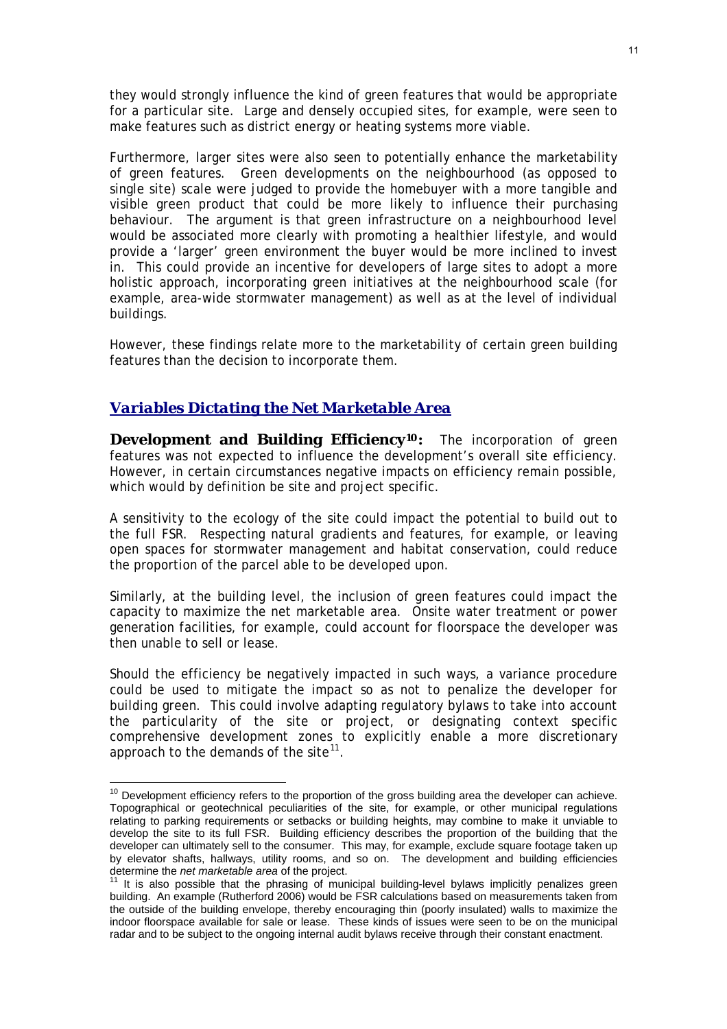they would strongly influence the kind of green features that would be appropriate for a particular site. Large and densely occupied sites, for example, were seen to make features such as district energy or heating systems more viable.

Furthermore, larger sites were also seen to potentially enhance the marketability of green features. Green developments on the neighbourhood (as opposed to single site) scale were judged to provide the homebuyer with a more tangible and visible green product that could be more likely to influence their purchasing behaviour. The argument is that green infrastructure on a neighbourhood level would be associated more clearly with promoting a healthier lifestyle, and would provide a 'larger' green environment the buyer would be more inclined to invest in. This could provide an incentive for developers of large sites to adopt a more holistic approach, incorporating green initiatives at the neighbourhood scale (for example, area-wide stormwater management) as well as at the level of individual buildings.

However, these findings relate more to the marketability of certain green building features than the decision to incorporate them.

## *Variables Dictating the Net Marketable Area*

**Development and Building Efficiency[10]:** The incorporation of green features was not expected to influence the development's overall site efficiency. However, in certain circumstances negative impacts on efficiency remain possible, which would by definition be site and project specific.

A sensitivity to the ecology of the site could impact the potential to build out to the full FSR. Respecting natural gradients and features, for example, or leaving open spaces for stormwater management and habitat conservation, could reduce the proportion of the parcel able to be developed upon.

Similarly, at the building level, the inclusion of green features could impact the capacity to maximize the net marketable area. Onsite water treatment or power generation facilities, for example, could account for floorspace the developer was then unable to sell or lease.

Should the efficiency be negatively impacted in such ways, a variance procedure could be used to mitigate the impact so as not to penalize the developer for building green. This could involve adapting regulatory bylaws to take into account the particularity of the site or project, or designating context specific comprehensive development zones to explicitly enable a more discretionary approach to the demands of the site[11].

---

[10] Development efficiency refers to the proportion of the gross building area the developer can achieve. Topographical or geotechnical peculiarities of the site, for example, or other municipal regulations relating to parking requirements or setbacks or building heights, may combine to make it unviable to develop the site to its full FSR. Building efficiency describes the proportion of the building that the developer can ultimately sell to the consumer. This may, for example, exclude square footage taken up by elevator shafts, hallways, utility rooms, and so on. The development and building efficiencies determine the *net marketable area* of the project.

[11] It is also possible that the phrasing of municipal building-level bylaws implicitly penalizes green building. An example (Rutherford 2006) would be FSR calculations based on measurements taken from the outside of the building envelope, thereby encouraging thin (poorly insulated) walls to maximize the indoor floorspace available for sale or lease. These kinds of issues were seen to be on the municipal radar and to be subject to the ongoing internal audit bylaws receive through their constant enactment.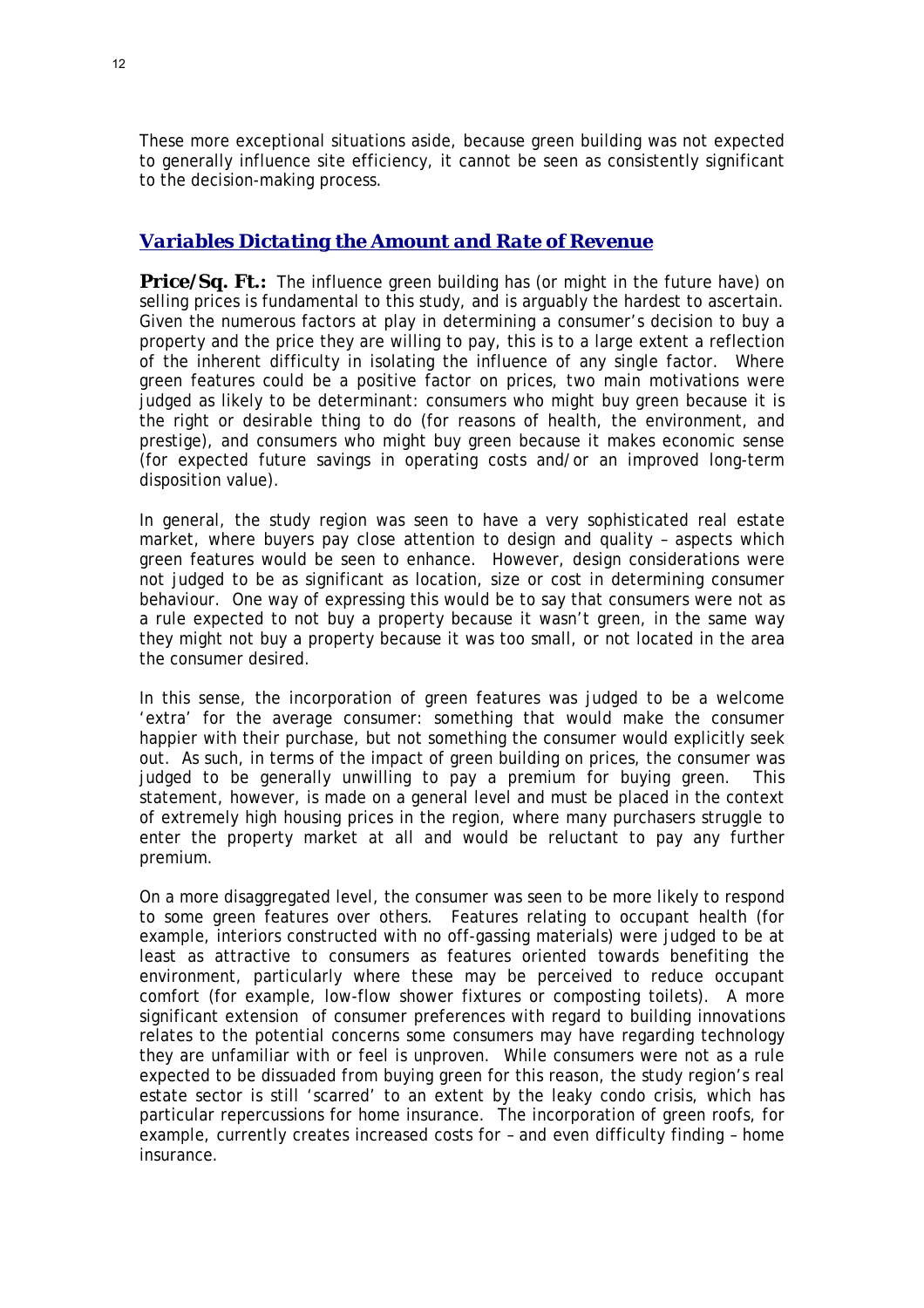These more exceptional situations aside, because green building was not expected to generally influence site efficiency, it cannot be seen as consistently significant to the decision-making process.

## *Variables Dictating the Amount and Rate of Revenue*

**Price/Sq. Ft.:** The influence green building has (or might in the future have) on selling prices is fundamental to this study, and is arguably the hardest to ascertain. Given the numerous factors at play in determining a consumer's decision to buy a property and the price they are willing to pay, this is to a large extent a reflection of the inherent difficulty in isolating the influence of any single factor. Where green features could be a positive factor on prices, two main motivations were judged as likely to be determinant: consumers who might buy green because it is the right or desirable thing to do (for reasons of health, the environment, and prestige), and consumers who might buy green because it makes economic sense (for expected future savings in operating costs and/or an improved long-term disposition value).

In general, the study region was seen to have a very sophisticated real estate market, where buyers pay close attention to design and quality – aspects which green features would be seen to enhance. However, design considerations were not judged to be as significant as location, size or cost in determining consumer behaviour. One way of expressing this would be to say that consumers were not as a rule expected to not buy a property because it wasn't green, in the same way they might not buy a property because it was too small, or not located in the area the consumer desired.

In this sense, the incorporation of green features was judged to be a welcome 'extra' for the average consumer: something that would make the consumer happier with their purchase, but not something the consumer would explicitly seek out. As such, in terms of the impact of green building on prices, the consumer was judged to be generally unwilling to pay a premium for buying green. This statement, however, is made on a general level and must be placed in the context of extremely high housing prices in the region, where many purchasers struggle to enter the property market at all and would be reluctant to pay any further premium.

On a more disaggregated level, the consumer was seen to be more likely to respond to some green features over others. Features relating to occupant health (for example, interiors constructed with no off-gassing materials) were judged to be at least as attractive to consumers as features oriented towards benefiting the environment, particularly where these may be perceived to reduce occupant comfort (for example, low-flow shower fixtures or composting toilets). A more significant extension of consumer preferences with regard to building innovations relates to the potential concerns some consumers may have regarding technology they are unfamiliar with or feel is unproven. While consumers were not as a rule expected to be dissuaded from buying green for this reason, the study region's real estate sector is still 'scarred' to an extent by the leaky condo crisis, which has particular repercussions for home insurance. The incorporation of green roofs, for example, currently creates increased costs for – and even difficulty finding – home insurance.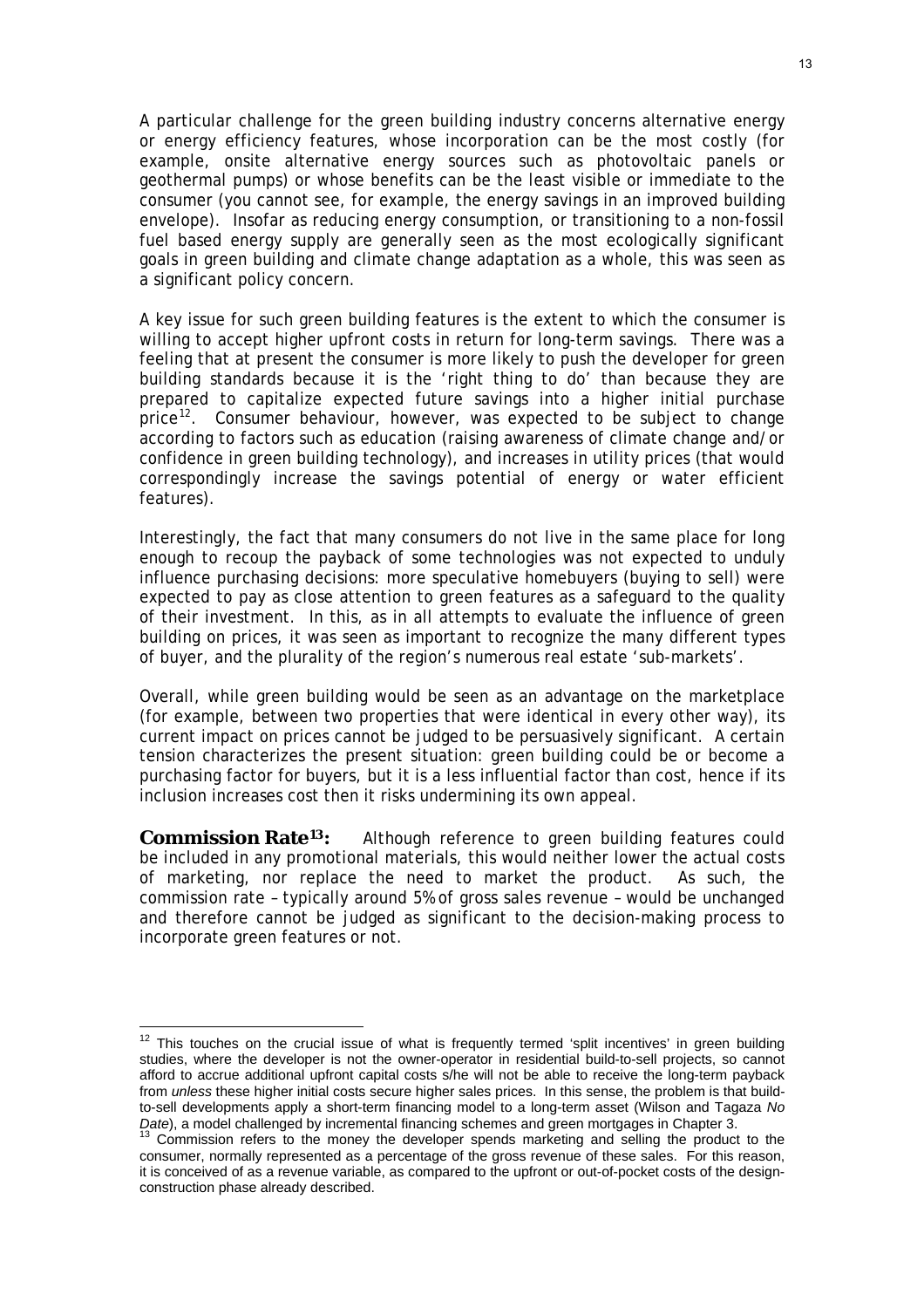A particular challenge for the green building industry concerns alternative energy or energy efficiency features, whose incorporation can be the most costly (for example, onsite alternative energy sources such as photovoltaic panels or geothermal pumps) or whose benefits can be the least visible or immediate to the consumer (you cannot see, for example, the energy savings in an improved building envelope). Insofar as reducing energy consumption, or transitioning to a non-fossil fuel based energy supply are generally seen as the most ecologically significant goals in green building and climate change adaptation as a whole, this was seen as a significant policy concern.

A key issue for such green building features is the extent to which the consumer is willing to accept higher upfront costs in return for long-term savings. There was a feeling that at present the consumer is more likely to push the developer for green building standards because it is the 'right thing to do' than because they are prepared to capitalize expected future savings into a higher initial purchase price[12]. Consumer behaviour, however, was expected to be subject to change according to factors such as education (raising awareness of climate change and/or confidence in green building technology), and increases in utility prices (that would correspondingly increase the savings potential of energy or water efficient features).

Interestingly, the fact that many consumers do not live in the same place for long enough to recoup the payback of some technologies was not expected to unduly influence purchasing decisions: more speculative homebuyers (buying to sell) were expected to pay as close attention to green features as a safeguard to the quality of their investment. In this, as in all attempts to evaluate the influence of green building on prices, it was seen as important to recognize the many different types of buyer, and the plurality of the region's numerous real estate 'sub-markets'.

Overall, while green building would be seen as an advantage on the marketplace (for example, between two properties that were identical in every other way), its current impact on prices cannot be judged to be persuasively significant. A certain tension characterizes the present situation: green building could be or become a purchasing factor for buyers, but it is a less influential factor than cost, hence if its inclusion increases cost then it risks undermining its own appeal.

**Commission Rate[13]:** Although reference to green building features could be included in any promotional materials, this would neither lower the actual costs of marketing, nor replace the need to market the product. As such, the commission rate – typically around 5% of gross sales revenue – would be unchanged and therefore cannot be judged as significant to the decision-making process to incorporate green features or not.

---

[12] This touches on the crucial issue of what is frequently termed 'split incentives' in green building studies, where the developer is not the owner-operator in residential build-to-sell projects, so cannot afford to accrue additional upfront capital costs s/he will not be able to receive the long-term payback from *unless* these higher initial costs secure higher sales prices. In this sense, the problem is that build-to-sell developments apply a short-term financing model to a long-term asset (Wilson and Tagaza *No Date*), a model challenged by incremental financing schemes and green mortgages in Chapter 3.

[13] Commission refers to the money the developer spends marketing and selling the product to the consumer, normally represented as a percentage of the gross revenue of these sales. For this reason, it is conceived of as a revenue variable, as compared to the upfront or out-of-pocket costs of the design-construction phase already described.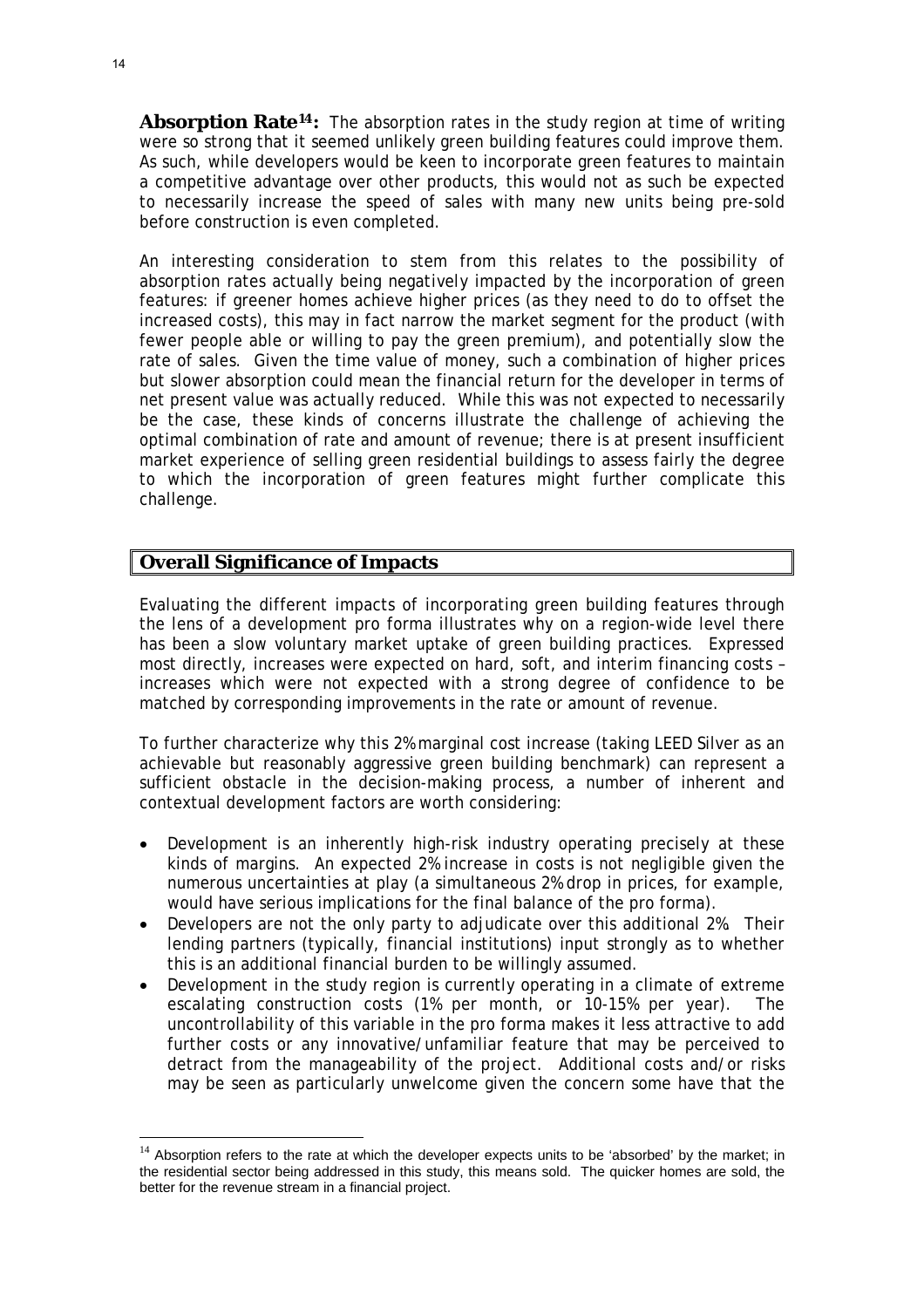**Absorption Rate[14]:** The absorption rates in the study region at time of writing were so strong that it seemed unlikely green building features could improve them. As such, while developers would be keen to incorporate green features to maintain a competitive advantage over other products, this would not as such be expected to necessarily increase the speed of sales with many new units being pre-sold before construction is even completed.

An interesting consideration to stem from this relates to the possibility of absorption rates actually being *negatively* impacted by the incorporation of green features: if greener homes achieve higher prices (as they need to do to offset the increased costs), this may in fact narrow the market segment for the product (with fewer people able or willing to pay the green premium), and potentially slow the rate of sales. Given the time value of money, such a combination of higher prices but slower absorption could mean the financial return for the developer in terms of net present value was actually reduced. While this was not expected to necessarily be the case, these kinds of concerns illustrate the challenge of achieving the optimal combination of rate and amount of revenue; there is at present insufficient market experience of selling green residential buildings to assess fairly the degree to which the incorporation of green features might further complicate this challenge.

## Overall Significance of Impacts

Evaluating the different impacts of incorporating green building features through the lens of a development pro forma illustrates why on a region-wide level there has been a slow voluntary market uptake of green building practices. Expressed most directly, increases were expected on hard, soft, and interim financing costs – increases which were not expected with a strong degree of confidence to be matched by corresponding improvements in the rate or amount of revenue.

To further characterize why this 2% marginal cost increase (taking LEED Silver as an achievable but reasonably aggressive green building benchmark) can represent a sufficient obstacle in the decision-making process, a number of inherent and contextual development factors are worth considering:

- Development is an inherently high-risk industry operating precisely at these kinds of margins. An expected 2% increase in costs is not negligible given the numerous uncertainties at play (a simultaneous 2% drop in prices, for example, would have serious implications for the final balance of the pro forma).
- Developers are not the only party to adjudicate over this additional 2%. Their lending partners (typically, financial institutions) input strongly as to whether this is an additional financial burden to be willingly assumed.
- Development in the study region is currently operating in a climate of extreme escalating construction costs (1% per month, or 10-15% per year). The uncontrollability of this variable in the pro forma makes it less attractive to add further costs or any innovative/unfamiliar feature that may be perceived to detract from the manageability of the project. Additional costs and/or risks may be seen as particularly unwelcome given the concern some have that the

[14] Absorption refers to the rate at which the developer expects units to be 'absorbed' by the market; in the residential sector being addressed in this study, this means sold. The quicker homes are sold, the better for the revenue stream in a financial project.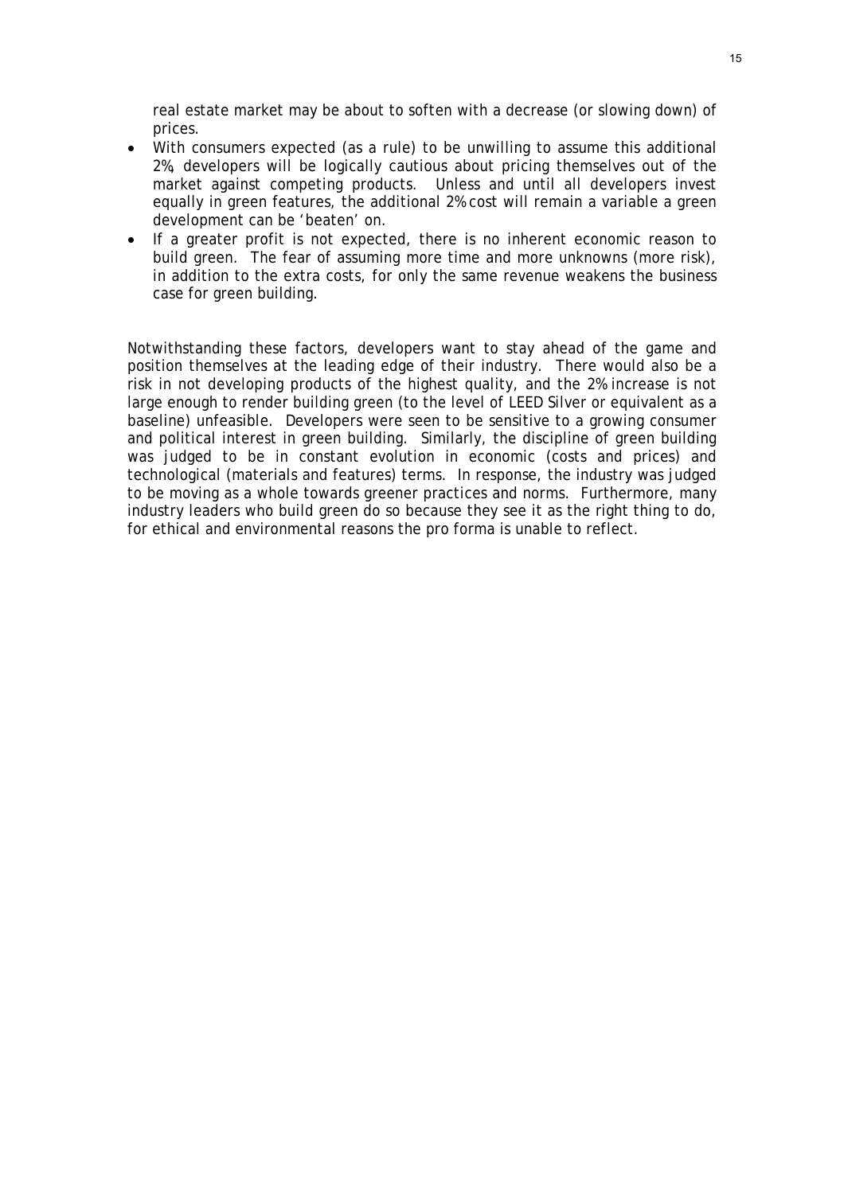real estate market may be about to soften with a decrease (or slowing down) of prices.

- With consumers expected (as a rule) to be unwilling to assume this additional 2%, developers will be logically cautious about pricing themselves out of the market against competing products. Unless and until all developers invest equally in green features, the additional 2% cost will remain a variable a green development can be 'beaten' on.
- If a greater profit is not expected, there is no inherent economic reason to build green. The fear of assuming more time and more unknowns (more risk), in addition to the extra costs, for only the same revenue weakens the business case for green building.

Notwithstanding these factors, developers want to stay ahead of the game and position themselves at the leading edge of their industry. There would also be a risk in not developing products of the highest quality, and the 2% increase is not large enough to render building green (to the level of LEED Silver or equivalent as a baseline) unfeasible. Developers were seen to be sensitive to a growing consumer and political interest in green building. Similarly, the discipline of green building was judged to be in constant evolution in economic (costs and prices) and technological (materials and features) terms. In response, the industry was judged to be moving as a whole towards greener practices and norms. Furthermore, many industry leaders who build green do so because they see it as the right thing to do, for ethical and environmental reasons the pro forma is unable to reflect.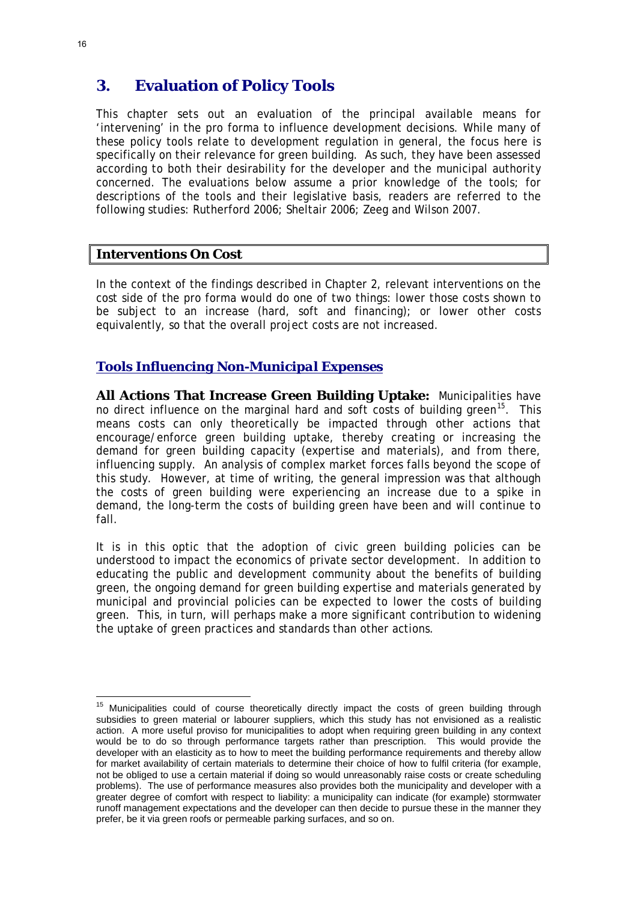# 3. Evaluation of Policy Tools

This chapter sets out an evaluation of the principal available means for 'intervening' in the pro forma to influence development decisions. While many of these policy tools relate to development regulation in general, the focus here is specifically on their relevance for green building. As such, they have been assessed according to both their desirability for the developer and the municipal authority concerned. The evaluations below assume a prior knowledge of the tools; for descriptions of the tools and their legislative basis, readers are referred to the following studies: Rutherford 2006; Sheltair 2006; Zeeg and Wilson 2007.

## Interventions On Cost

In the context of the findings described in Chapter 2, relevant interventions on the cost side of the pro forma would do one of two things: lower those costs shown to be subject to an increase (hard, soft and financing); or lower other costs equivalently, so that the overall project costs are not increased.

### Tools Influencing Non-Municipal Expenses

**All Actions That Increase Green Building Uptake:** Municipalities have no direct influence on the marginal hard and soft costs of building green[15]. This means costs can only theoretically be impacted through other actions that encourage/enforce green building uptake, thereby creating or increasing the demand for green building capacity (expertise and materials), and from there, influencing supply. An analysis of complex market forces falls beyond the scope of this study. However, at time of writing, the general impression was that although the costs of green building were experiencing an increase due to a spike in demand, the long-term the costs of building green have been and will continue to fall.

It is in this optic that the adoption of civic green building policies can be understood to impact the economics of private sector development. In addition to educating the public and development community about the benefits of building green, the ongoing demand for green building expertise and materials generated by municipal and provincial policies can be expected to lower the costs of building green. This, in turn, will perhaps make a more significant contribution to widening the uptake of green practices and standards than other actions.

---

[15] Municipalities could of course theoretically directly impact the costs of green building through subsidies to green material or labourer suppliers, which this study has not envisioned as a realistic action. A more useful proviso for municipalities to adopt when requiring green building in any context would be to do so through performance targets rather than prescription. This would provide the developer with an elasticity as to how to meet the building performance requirements and thereby allow for market availability of certain materials to determine their choice of how to fulfil criteria (for example, not be obliged to use a certain material if doing so would unreasonably raise costs or create scheduling problems). The use of performance measures also provides both the municipality and developer with a greater degree of comfort with respect to liability: a municipality can indicate (for example) stormwater runoff management expectations and the developer can then decide to pursue these in the manner they prefer, be it via green roofs or permeable parking surfaces, and so on.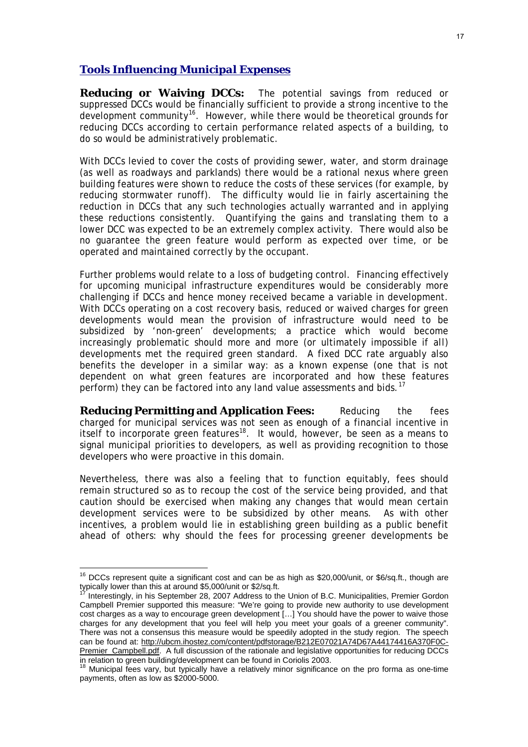## Tools Influencing Municipal Expenses

**Reducing or Waiving DCCs:** The potential savings from reduced or suppressed DCCs would be financially sufficient to provide a strong incentive to the development community[16]. However, while there would be theoretical grounds for reducing DCCs according to certain performance related aspects of a building, to do so would be administratively problematic.

With DCCs levied to cover the costs of providing sewer, water, and storm drainage (as well as roadways and parklands) there would be a rational nexus where green building features were shown to reduce the costs of these services (for example, by reducing stormwater runoff). The difficulty would lie in fairly ascertaining the reduction in DCCs that any such technologies actually warranted and in applying these reductions consistently. Quantifying the gains and translating them to a lower DCC was expected to be an extremely complex activity. There would also be no guarantee the green feature would perform as expected over time, or be operated and maintained correctly by the occupant.

Further problems would relate to a loss of budgeting control. Financing effectively for upcoming municipal infrastructure expenditures would be considerably more challenging if DCCs and hence money received became a variable in development. With DCCs operating on a cost recovery basis, reduced or waived charges for green developments would mean the provision of infrastructure would need to be subsidized by 'non-green' developments; a practice which would become increasingly problematic should more and more (or ultimately impossible if all) developments met the required green standard. A fixed DCC rate arguably also benefits the developer in a similar way: as a known expense (one that is not dependent on what green features are incorporated and how these features perform) they can be factored into any land value assessments and bids.[17]

**Reducing Permitting and Application Fees:** Reducing the fees charged for municipal services was not seen as enough of a financial incentive in itself to incorporate green features[18]. It would, however, be seen as a means to signal municipal priorities to developers, as well as providing recognition to those developers who were proactive in this domain.

Nevertheless, there was also a feeling that to function equitably, fees should remain structured so as to recoup the cost of the service being provided, and that caution should be exercised when making any changes that would mean certain development services were to be subsidized by other means. As with other incentives, a problem would lie in establishing green building as a public benefit ahead of others: why should the fees for processing greener developments be

---

[16] DCCs represent quite a significant cost and can be as high as $20,000/unit, or $6/sq.ft., though are typically lower than this at around $5,000/unit or $2/sq.ft.

[17] Interestingly, in his September 28, 2007 Address to the Union of B.C. Municipalities, Premier Gordon Campbell Premier supported this measure: "We're going to provide new authority to use development cost charges as a way to encourage green development […] You should have the power to waive those charges for any development that you feel will help you meet your goals of a greener community". There was not a consensus this measure would be speedily adopted in the study region. The speech can be found at: http://ubcm.ihostez.com/content/pdfstorage/B212E07021A74D67A44174416A370F0C-Premier_Campbell.pdf. A full discussion of the rationale and legislative opportunities for reducing DCCs in relation to green building/development can be found in Coriolis 2003.

[18] Municipal fees vary, but typically have a relatively minor significance on the pro forma as one-time payments, often as low as $2000-5000.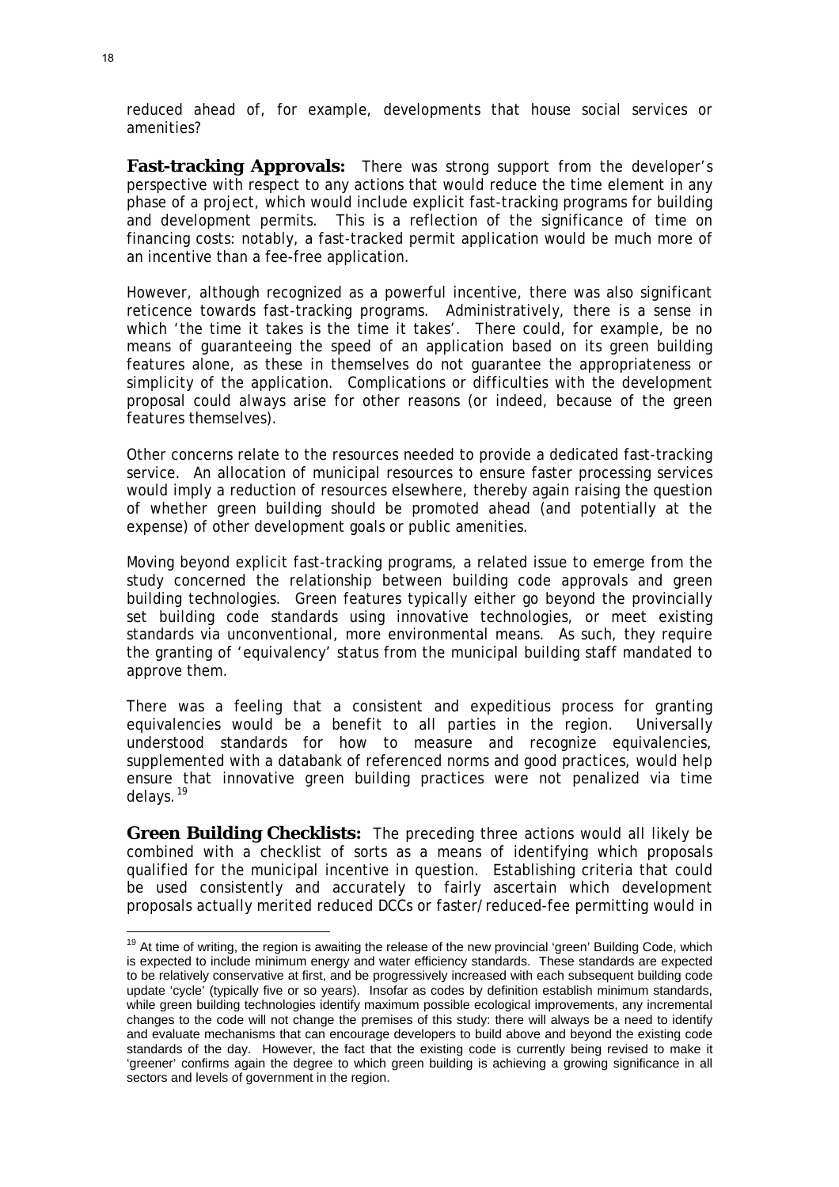reduced ahead of, for example, developments that house social services or amenities?

**Fast-tracking Approvals:** There was strong support from the developer's perspective with respect to any actions that would reduce the time element in any phase of a project, which would include explicit fast-tracking programs for building and development permits. This is a reflection of the significance of time on financing costs: notably, a fast-tracked permit application would be much more of an incentive than a fee-free application.

However, although recognized as a powerful incentive, there was also significant reticence towards fast-tracking programs. Administratively, there is a sense in which 'the time it takes is the time it takes'. There could, for example, be no means of guaranteeing the speed of an application based on its green building features alone, as these in themselves do not guarantee the appropriateness or simplicity of the application. Complications or difficulties with the development proposal could always arise for other reasons (or indeed, because of the green features themselves).

Other concerns relate to the resources needed to provide a dedicated fast-tracking service. An allocation of municipal resources to ensure faster processing services would imply a reduction of resources elsewhere, thereby again raising the question of whether green building should be promoted ahead (and potentially at the expense) of other development goals or public amenities.

Moving beyond explicit fast-tracking programs, a related issue to emerge from the study concerned the relationship between building code approvals and green building technologies. Green features typically either go beyond the provincially set building code standards using innovative technologies, or meet existing standards via unconventional, more environmental means. As such, they require the granting of 'equivalency' status from the municipal building staff mandated to approve them.

There was a feeling that a consistent and expeditious process for granting equivalencies would be a benefit to all parties in the region. Universally understood standards for how to measure and recognize equivalencies, supplemented with a databank of referenced norms and good practices, would help ensure that innovative green building practices were not penalized via time delays.[19]

**Green Building Checklists:** The preceding three actions would all likely be combined with a checklist of sorts as a means of identifying which proposals qualified for the municipal incentive in question. Establishing criteria that could be used consistently and accurately to fairly ascertain which development proposals actually merited reduced DCCs or faster/reduced-fee permitting would in

[19] At time of writing, the region is awaiting the release of the new provincial 'green' Building Code, which is expected to include minimum energy and water efficiency standards. These standards are expected to be relatively conservative at first, and be progressively increased with each subsequent building code update 'cycle' (typically five or so years). Insofar as codes by definition establish minimum standards, while green building technologies identify maximum possible ecological improvements, any incremental changes to the code will not change the premises of this study: there will always be a need to identify and evaluate mechanisms that can encourage developers to build above and beyond the existing code standards of the day. However, the fact that the existing code is currently being revised to make it 'greener' confirms again the degree to which green building is achieving a growing significance in all sectors and levels of government in the region.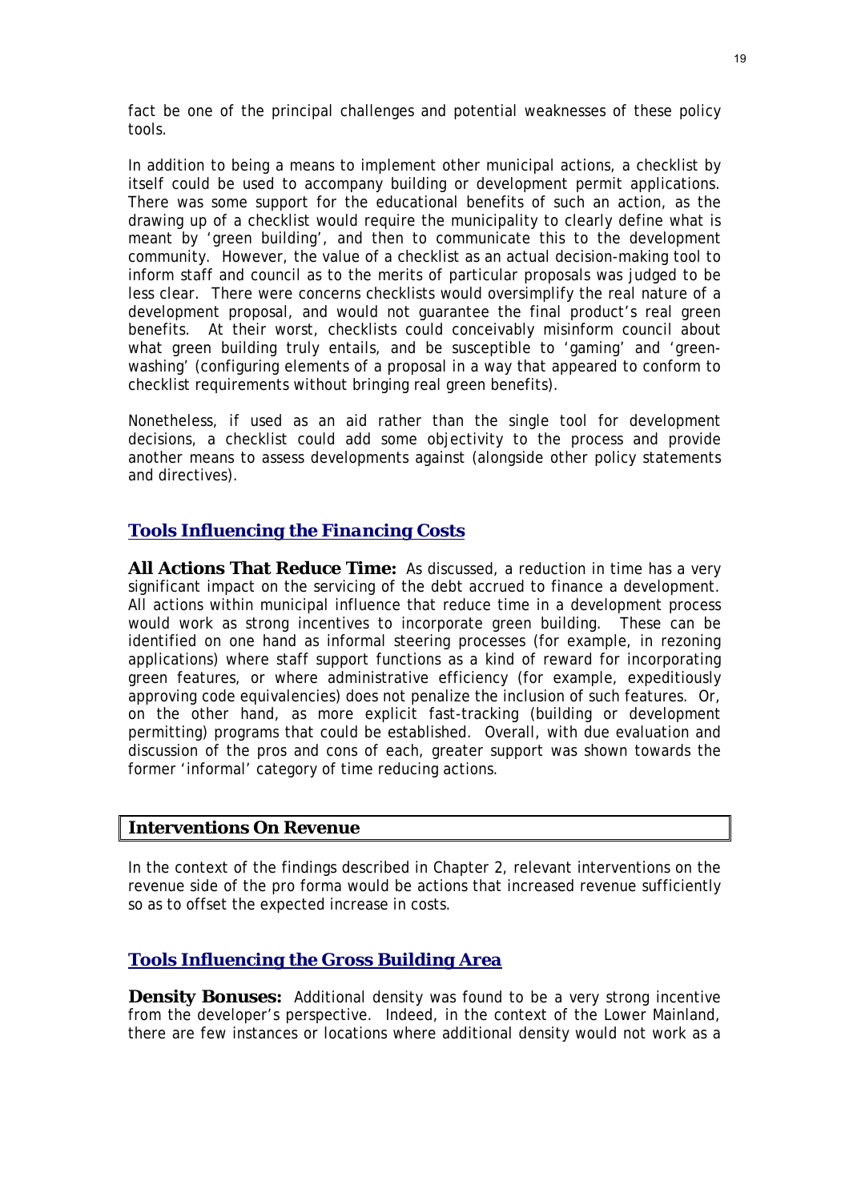fact be one of the principal challenges and potential weaknesses of these policy tools.

In addition to being a means to implement other municipal actions, a checklist by itself could be used to accompany building or development permit applications. There was some support for the educational benefits of such an action, as the drawing up of a checklist would require the municipality to clearly define what is meant by 'green building', and then to communicate this to the development community. However, the value of a checklist as an actual decision-making tool to inform staff and council as to the merits of particular proposals was judged to be less clear. There were concerns checklists would oversimplify the real nature of a development proposal, and would not guarantee the final product's real green benefits. At their worst, checklists could conceivably misinform council about what green building truly entails, and be susceptible to 'gaming' and 'green-washing' (configuring elements of a proposal in a way that appeared to conform to checklist requirements without bringing real green benefits).

Nonetheless, if used as an aid rather than the single tool for development decisions, a checklist could add some objectivity to the process and provide another means to assess developments against (alongside other policy statements and directives).

### Tools Influencing the Financing Costs

**All Actions That Reduce Time:** As discussed, a reduction in time has a very significant impact on the servicing of the debt accrued to finance a development. All actions within municipal influence that reduce time in a development process would work as strong incentives to incorporate green building. These can be identified on one hand as informal steering processes (for example, in rezoning applications) where staff support functions as a kind of reward for incorporating green features, or where administrative efficiency (for example, expeditiously approving code equivalencies) does not penalize the inclusion of such features. Or, on the other hand, as more explicit fast-tracking (building or development permitting) programs that could be established. Overall, with due evaluation and discussion of the pros and cons of each, greater support was shown towards the former 'informal' category of time reducing actions.

## Interventions On Revenue

In the context of the findings described in Chapter 2, relevant interventions on the revenue side of the pro forma would be actions that increased revenue sufficiently so as to offset the expected increase in costs.

### Tools Influencing the Gross Building Area

**Density Bonuses:** Additional density was found to be a very strong incentive from the developer's perspective. Indeed, in the context of the Lower Mainland, there are few instances or locations where additional density would not work as a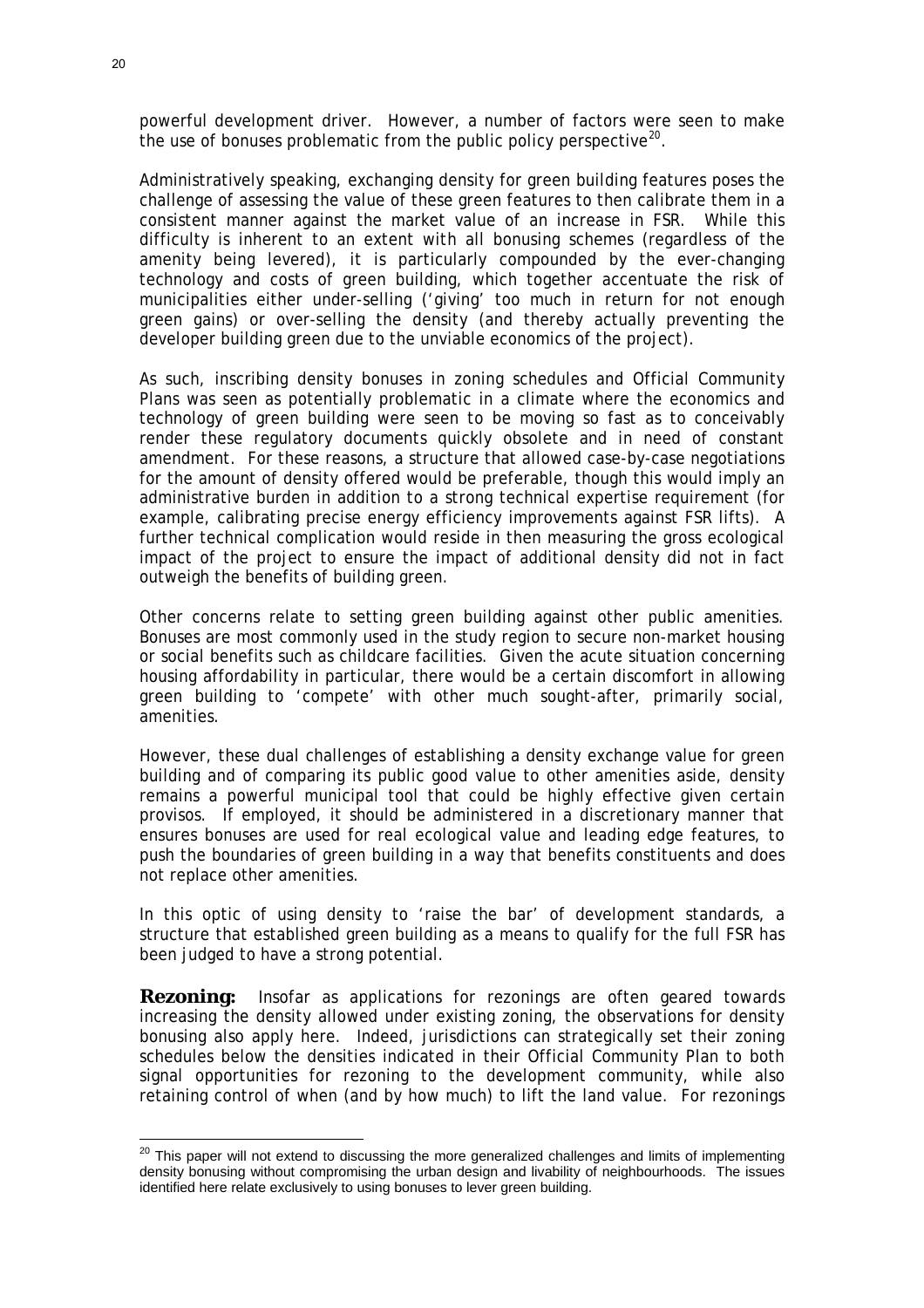powerful development driver. However, a number of factors were seen to make the use of bonuses problematic from the public policy perspective[20].

Administratively speaking, exchanging density for green building features poses the challenge of assessing the value of these green features to then calibrate them in a consistent manner against the market value of an increase in FSR. While this difficulty is inherent to an extent with all bonusing schemes (regardless of the amenity being levered), it is particularly compounded by the ever-changing technology and costs of green building, which together accentuate the risk of municipalities either under-selling ('giving' too much in return for not enough green gains) or over-selling the density (and thereby actually preventing the developer building green due to the unviable economics of the project).

As such, inscribing density bonuses in zoning schedules and Official Community Plans was seen as potentially problematic in a climate where the economics and technology of green building were seen to be moving so fast as to conceivably render these regulatory documents quickly obsolete and in need of constant amendment. For these reasons, a structure that allowed case-by-case negotiations for the amount of density offered would be preferable, though this would imply an administrative burden in addition to a strong technical expertise requirement (for example, calibrating precise energy efficiency improvements against FSR lifts). A further technical complication would reside in then measuring the gross ecological impact of the project to ensure the impact of additional density did not in fact outweigh the benefits of building green.

Other concerns relate to setting green building against other public amenities. Bonuses are most commonly used in the study region to secure non-market housing or social benefits such as childcare facilities. Given the acute situation concerning housing affordability in particular, there would be a certain discomfort in allowing green building to 'compete' with other much sought-after, primarily social, amenities.

However, these dual challenges of establishing a density exchange value for green building and of comparing its public good value to other amenities aside, density remains a powerful municipal tool that could be highly effective given certain provisos. If employed, it should be administered in a discretionary manner that ensures bonuses are used for real ecological value and leading edge features, to push the boundaries of green building in a way that benefits constituents and does not replace other amenities.

In this optic of using density to 'raise the bar' of development standards, a structure that established green building as a means to qualify for the full FSR has been judged to have a strong potential.

**Rezoning:** Insofar as applications for rezonings are often geared towards increasing the density allowed under existing zoning, the observations for density bonusing also apply here. Indeed, jurisdictions can strategically set their zoning schedules below the densities indicated in their Official Community Plan to both signal opportunities for rezoning to the development community, while also retaining control of when (and by how much) to lift the land value. For rezonings

---

[20] This paper will not extend to discussing the more generalized challenges and limits of implementing density bonusing without compromising the urban design and livability of neighbourhoods. The issues identified here relate exclusively to using bonuses to lever green building.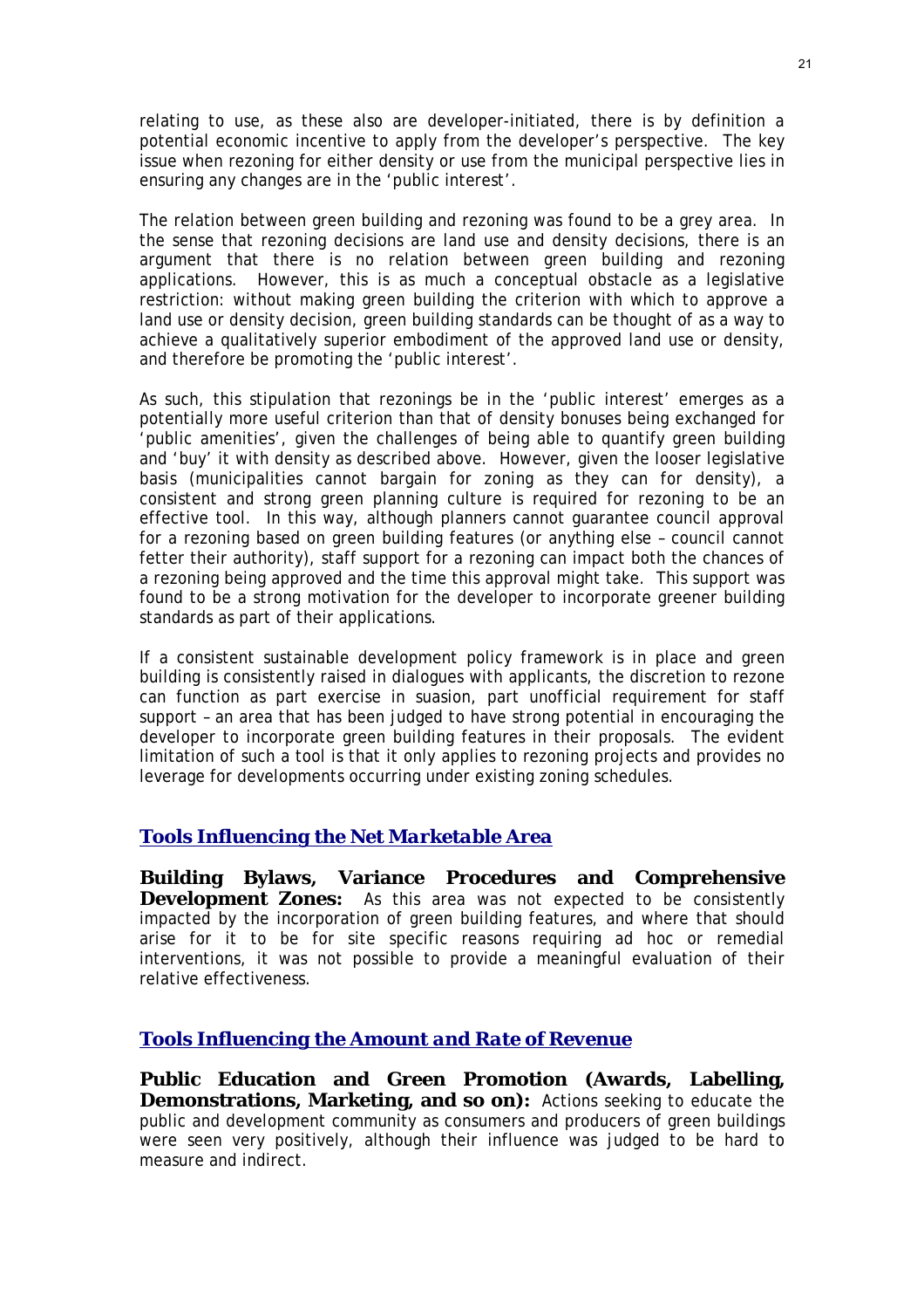relating to use, as these also are developer-initiated, there is by definition a potential economic incentive to apply from the developer's perspective. The key issue when rezoning for either density or use from the municipal perspective lies in ensuring any changes are in the 'public interest'.

The relation between green building and rezoning was found to be a grey area. In the sense that rezoning decisions are land use and density decisions, there is an argument that there is no relation between green building and rezoning applications. However, this is as much a conceptual obstacle as a legislative restriction: without making green building the criterion with which to approve a land use or density decision, green building standards can be thought of as a way to achieve a qualitatively superior embodiment of the approved land use or density, and therefore be promoting the 'public interest'.

As such, this stipulation that rezonings be in the 'public interest' emerges as a potentially more useful criterion than that of density bonuses being exchanged for 'public amenities', given the challenges of being able to quantify green building and 'buy' it with density as described above. However, given the looser legislative basis (municipalities cannot bargain for zoning as they can for density), a consistent and strong green planning culture is required for rezoning to be an effective tool. In this way, although planners cannot guarantee council approval for a rezoning based on green building features (or anything else – council cannot fetter their authority), staff support for a rezoning can impact both the chances of a rezoning being approved and the time this approval might take. This support was found to be a strong motivation for the developer to incorporate greener building standards as part of their applications.

If a consistent sustainable development policy framework is in place and green building is consistently raised in dialogues with applicants, the discretion to rezone can function as part exercise in suasion, part unofficial requirement for staff support – an area that has been judged to have strong potential in encouraging the developer to incorporate green building features in their proposals. The evident limitation of such a tool is that it only applies to rezoning projects and provides no leverage for developments occurring under existing zoning schedules.

### *Tools Influencing the Net Marketable Area*

**Building Bylaws, Variance Procedures and Comprehensive Development Zones:** As this area was not expected to be consistently impacted by the incorporation of green building features, and where that should arise for it to be for site specific reasons requiring ad hoc or remedial interventions, it was not possible to provide a meaningful evaluation of their relative effectiveness.

### *Tools Influencing the Amount and Rate of Revenue*

**Public Education and Green Promotion (Awards, Labelling, Demonstrations, Marketing, and so on):** Actions seeking to educate the public and development community as consumers and producers of green buildings were seen very positively, although their influence was judged to be hard to measure and indirect.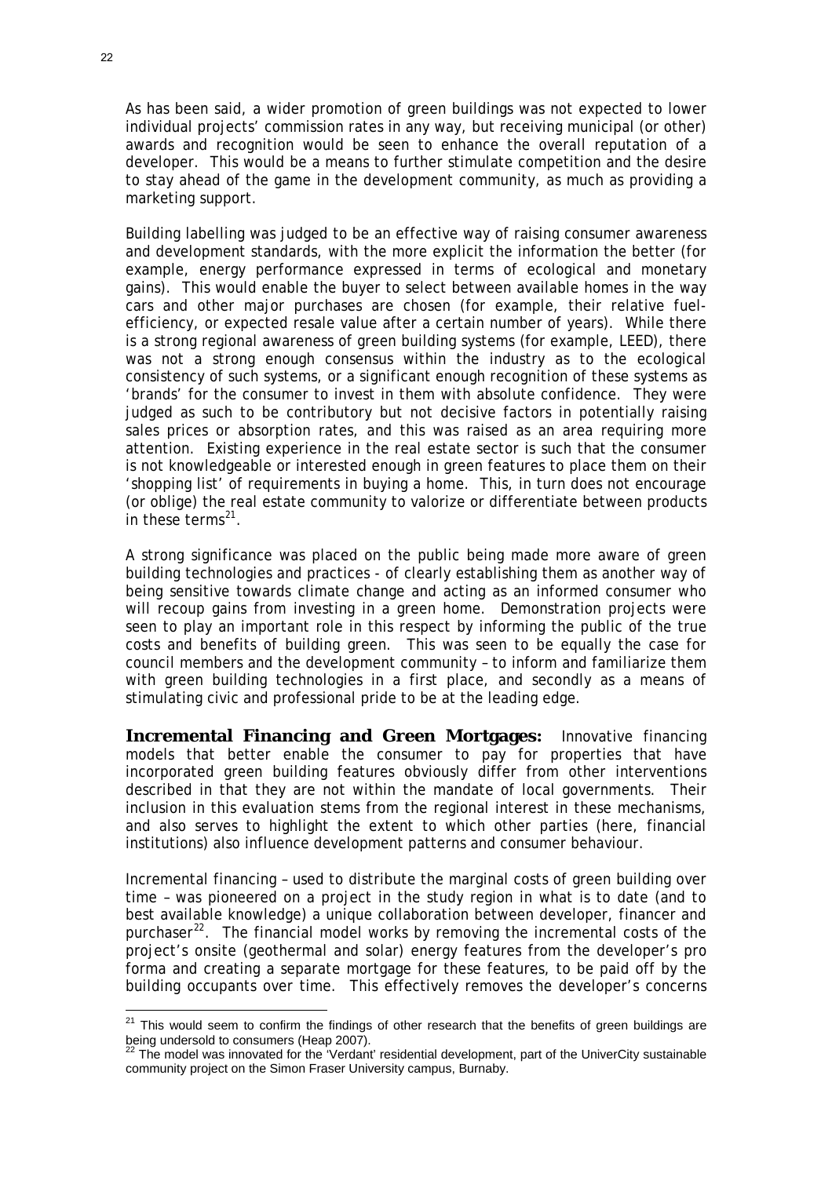As has been said, a wider promotion of green buildings was not expected to lower individual projects' commission rates in any way, but receiving municipal (or other) awards and recognition would be seen to enhance the overall reputation of a developer. This would be a means to further stimulate competition and the desire to stay ahead of the game in the development community, as much as providing a marketing support.

Building labelling was judged to be an effective way of raising consumer awareness and development standards, with the more explicit the information the better (for example, energy performance expressed in terms of ecological and monetary gains). This would enable the buyer to select between available homes in the way cars and other major purchases are chosen (for example, their relative fuel-efficiency, or expected resale value after a certain number of years). While there is a strong regional awareness of green building systems (for example, LEED), there was not a strong enough consensus within the industry as to the ecological consistency of such systems, or a significant enough recognition of these systems as 'brands' for the consumer to invest in them with absolute confidence. They were judged as such to be contributory but not decisive factors in potentially raising sales prices or absorption rates, and this was raised as an area requiring more attention. Existing experience in the real estate sector is such that the consumer is not knowledgeable or interested enough in green features to place them on their 'shopping list' of requirements in buying a home. This, in turn does not encourage (or oblige) the real estate community to valorize or differentiate between products in these terms[21].

A strong significance was placed on the public being made more aware of green building technologies and practices - of clearly establishing them as another way of being sensitive towards climate change and acting as an informed consumer who will recoup gains from investing in a green home. Demonstration projects were seen to play an important role in this respect by informing the public of the true costs and benefits of building green. This was seen to be equally the case for council members and the development community – to inform and familiarize them with green building technologies in a first place, and secondly as a means of stimulating civic and professional pride to be at the leading edge.

**Incremental Financing and Green Mortgages:** Innovative financing models that better enable the consumer to pay for properties that have incorporated green building features obviously differ from other interventions described in that they are not within the mandate of local governments. Their inclusion in this evaluation stems from the regional interest in these mechanisms, and also serves to highlight the extent to which other parties (here, financial institutions) also influence development patterns and consumer behaviour.

Incremental financing – used to distribute the marginal costs of green building over time – was pioneered on a project in the study region in what is to date (and to best available knowledge) a unique collaboration between developer, financer and purchaser[22]. The financial model works by removing the incremental costs of the project's onsite (geothermal and solar) energy features from the developer's pro forma and creating a separate mortgage for these features, to be paid off by the building occupants over time. This effectively removes the developer's concerns

---

[21] This would seem to confirm the findings of other research that the benefits of green buildings are being undersold to consumers (Heap 2007).

[22] The model was innovated for the 'Verdant' residential development, part of the UniverCity sustainable community project on the Simon Fraser University campus, Burnaby.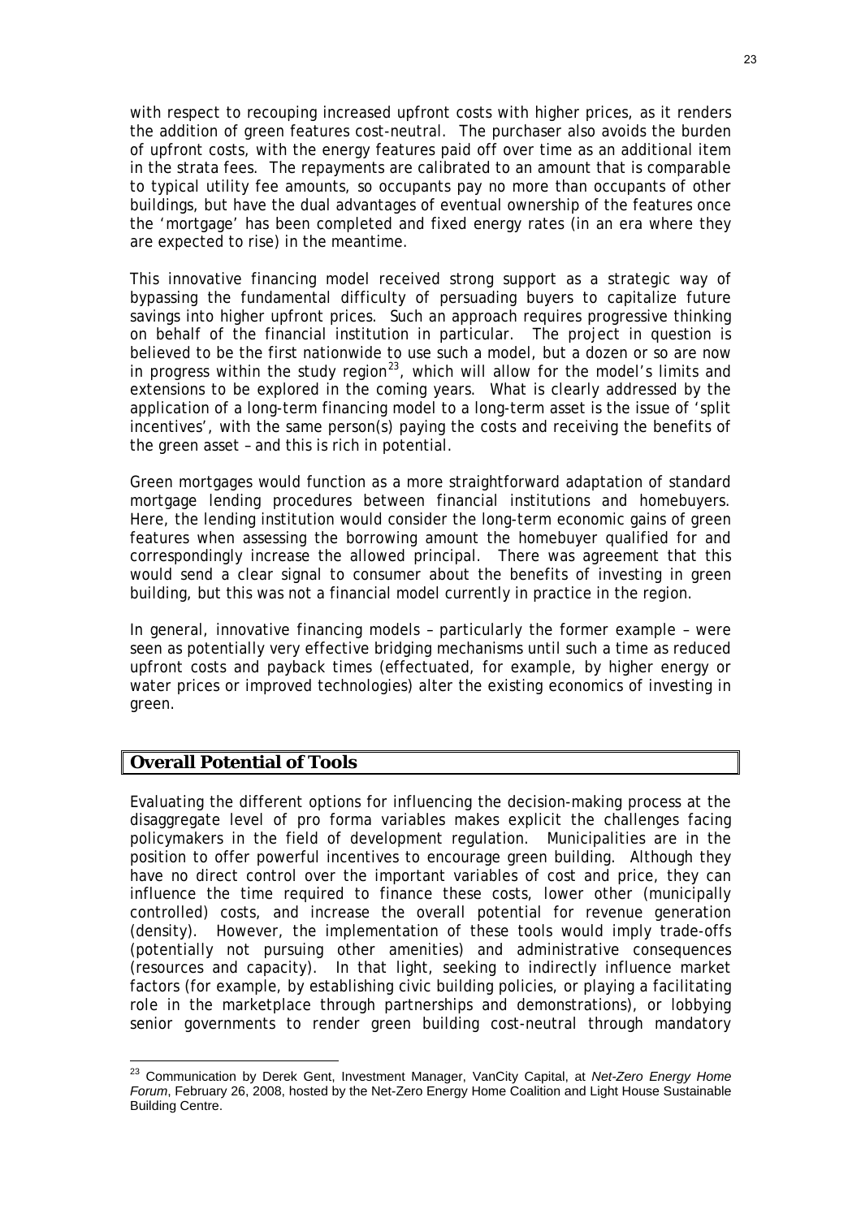with respect to recouping increased upfront costs with higher prices, as it renders the addition of green features cost-neutral. The purchaser also avoids the burden of upfront costs, with the energy features paid off over time as an additional item in the strata fees. The repayments are calibrated to an amount that is comparable to typical utility fee amounts, so occupants pay no more than occupants of other buildings, but have the dual advantages of eventual ownership of the features once the 'mortgage' has been completed and fixed energy rates (in an era where they are expected to rise) in the meantime.

This innovative financing model received strong support as a strategic way of bypassing the fundamental difficulty of persuading buyers to capitalize future savings into higher upfront prices. Such an approach requires progressive thinking on behalf of the financial institution in particular. The project in question is believed to be the first nationwide to use such a model, but a dozen or so are now in progress within the study region[23], which will allow for the model's limits and extensions to be explored in the coming years. What is clearly addressed by the application of a long-term financing model to a long-term asset is the issue of 'split incentives', with the same person(s) paying the costs and receiving the benefits of the green asset – and this is rich in potential.

Green mortgages would function as a more straightforward adaptation of standard mortgage lending procedures between financial institutions and homebuyers. Here, the lending institution would consider the long-term economic gains of green features when assessing the borrowing amount the homebuyer qualified for and correspondingly increase the allowed principal. There was agreement that this would send a clear signal to consumer about the benefits of investing in green building, but this was not a financial model currently in practice in the region.

In general, innovative financing models – particularly the former example – were seen as potentially very effective bridging mechanisms until such a time as reduced upfront costs and payback times (effectuated, for example, by higher energy or water prices or improved technologies) alter the existing economics of investing in green.

## Overall Potential of Tools

Evaluating the different options for influencing the decision-making process at the disaggregate level of pro forma variables makes explicit the challenges facing policymakers in the field of development regulation. Municipalities are in the position to offer powerful incentives to encourage green building. Although they have no direct control over the important variables of cost and price, they can influence the time required to finance these costs, lower other (municipally controlled) costs, and increase the overall potential for revenue generation (density). However, the implementation of these tools would imply trade-offs (potentially not pursuing other amenities) and administrative consequences (resources and capacity). In that light, seeking to indirectly influence market factors (for example, by establishing civic building policies, or playing a facilitating role in the marketplace through partnerships and demonstrations), or lobbying senior governments to render green building cost-neutral through mandatory

[23] Communication by Derek Gent, Investment Manager, VanCity Capital, at *Net-Zero Energy Home Forum*, February 26, 2008, hosted by the Net-Zero Energy Home Coalition and Light House Sustainable Building Centre.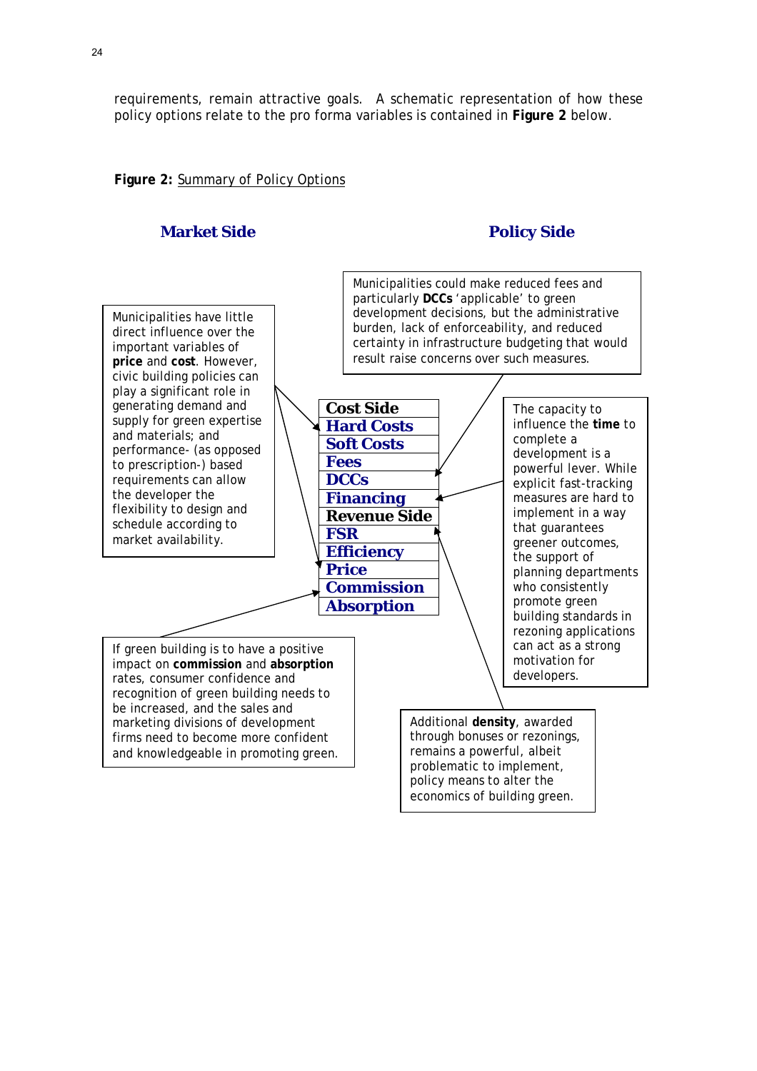requirements, remain attractive goals. A schematic representation of how these policy options relate to the pro forma variables is contained in **Figure 2** below.

**Figure 2:** Summary of Policy Options

**Market Side** | **Policy Side**

Municipalities have little direct influence over the important variables of **price** and **cost**. However, civic building policies can play a significant role in generating demand and supply for green expertise and materials; and performance- (as opposed to prescription-) based requirements can allow the developer the flexibility to design and schedule according to market availability.

Municipalities could make reduced fees and particularly **DCCs** 'applicable' to green development decisions, but the administrative burden, lack of enforceability, and reduced certainty in infrastructure budgeting that would result raise concerns over such measures.

- **Cost Side**
  - Hard Costs
  - Soft Costs
  - Fees
  - DCCs
  - Financing
- **Revenue Side**
  - FSR
  - Efficiency
  - Price
  - Commission
  - Absorption

The capacity to influence the **time** to complete a development is a powerful lever. While explicit fast-tracking measures are hard to implement in a way that guarantees greener outcomes, the support of planning departments who consistently promote green building standards in rezoning applications can act as a strong motivation for developers.

If green building is to have a positive impact on **commission** and **absorption** rates, consumer confidence and recognition of green building needs to be increased, and the sales and marketing divisions of development firms need to become more confident and knowledgeable in promoting green.

Additional **density**, awarded through bonuses or rezonings, remains a powerful, albeit problematic to implement, policy means to alter the economics of building green.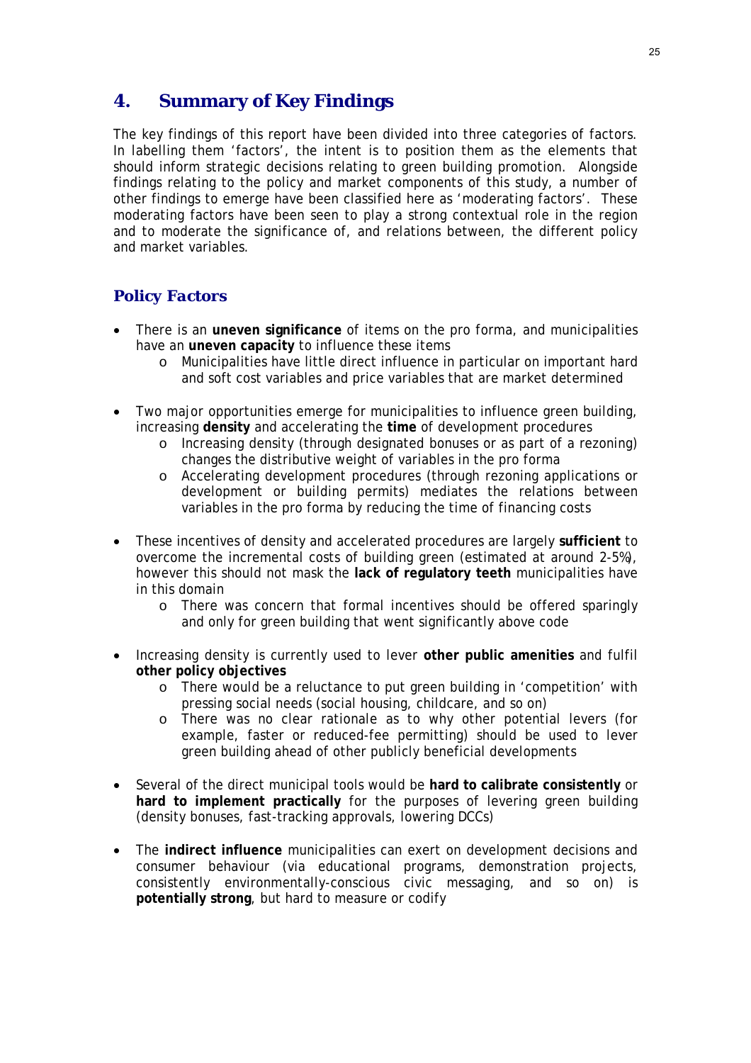# 4. Summary of Key Findings

The key findings of this report have been divided into three categories of factors. In labelling them 'factors', the intent is to position them as the elements that should inform strategic decisions relating to green building promotion. Alongside findings relating to the policy and market components of this study, a number of other findings to emerge have been classified here as 'moderating factors'. These moderating factors have been seen to play a strong contextual role in the region and to moderate the significance of, and relations between, the different policy and market variables.

## Policy Factors

- There is an **uneven significance** of items on the pro forma, and municipalities have an **uneven capacity** to influence these items
  - Municipalities have little direct influence in particular on important hard and soft cost variables and price variables that are market determined
- Two major opportunities emerge for municipalities to influence green building, increasing **density** and accelerating the **time** of development procedures
  - Increasing density (through designated bonuses or as part of a rezoning) changes the distributive weight of variables in the pro forma
  - Accelerating development procedures (through rezoning applications or development or building permits) mediates the relations between variables in the pro forma by reducing the time of financing costs
- These incentives of density and accelerated procedures are largely **sufficient** to overcome the incremental costs of building green (estimated at around 2-5%), however this should not mask the **lack of regulatory teeth** municipalities have in this domain
  - There was concern that formal incentives should be offered sparingly and only for green building that went significantly above code
- Increasing density is currently used to lever **other public amenities** and fulfil **other policy objectives**
  - There would be a reluctance to put green building in 'competition' with pressing social needs (social housing, childcare, and so on)
  - There was no clear rationale as to why other potential levers (for example, faster or reduced-fee permitting) should be used to lever green building ahead of other publicly beneficial developments
- Several of the direct municipal tools would be **hard to calibrate consistently** or **hard to implement practically** for the purposes of levering green building (density bonuses, fast-tracking approvals, lowering DCCs)
- The **indirect influence** municipalities can exert on development decisions and consumer behaviour (via educational programs, demonstration projects, consistently environmentally-conscious civic messaging, and so on) is **potentially strong**, but hard to measure or codify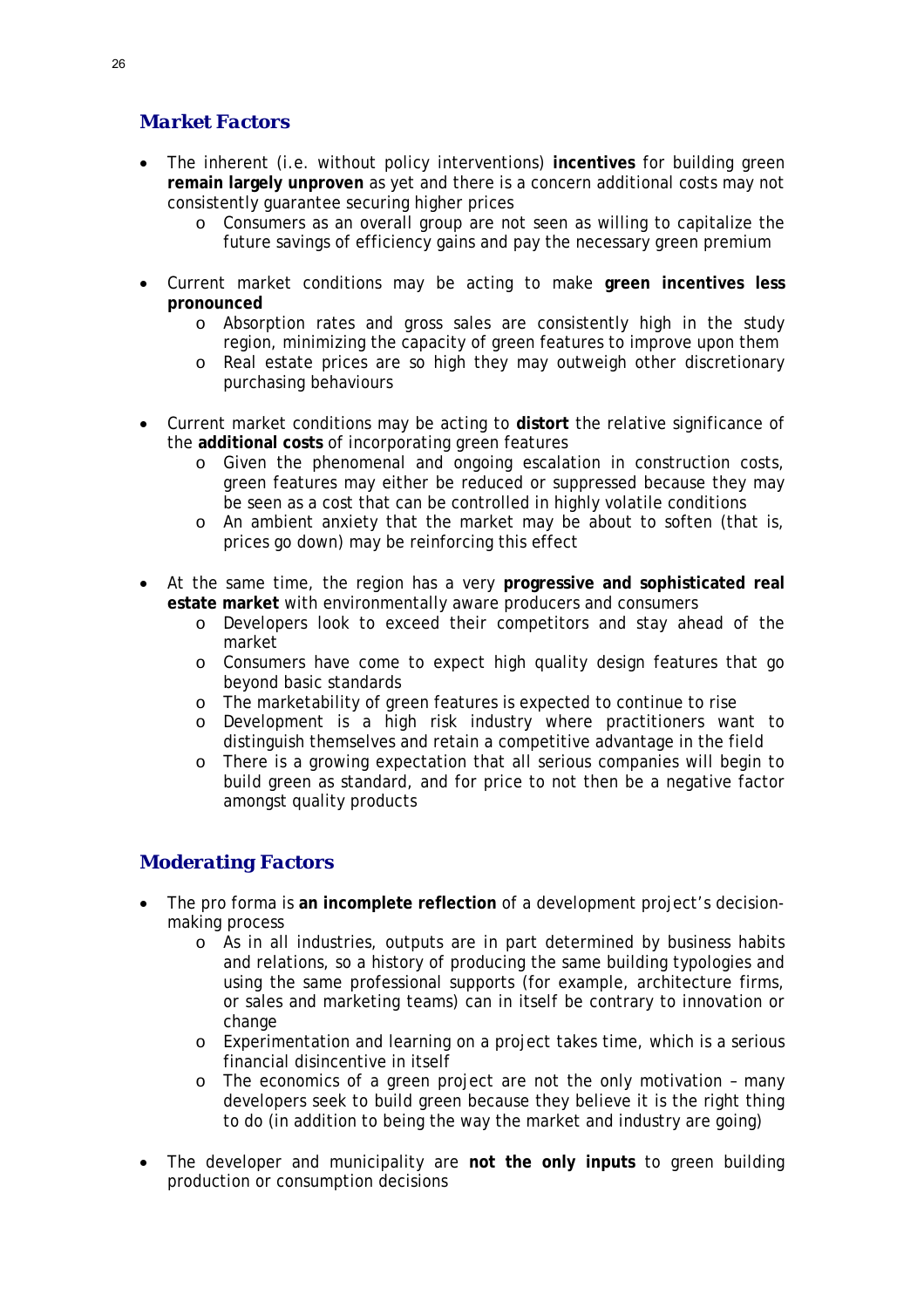## *Market Factors*

- The inherent (i.e. without policy interventions) **incentives** for building green **remain largely unproven** as yet and there is a concern additional costs may not consistently guarantee securing higher prices
    - Consumers as an overall group are not seen as willing to capitalize the future savings of efficiency gains and pay the necessary green premium

- Current market conditions may be acting to make **green incentives less pronounced**
    - Absorption rates and gross sales are consistently high in the study region, minimizing the capacity of green features to improve upon them
    - Real estate prices are so high they may outweigh other discretionary purchasing behaviours

- Current market conditions may be acting to **distort** the relative significance of the **additional costs** of incorporating green features
    - Given the phenomenal and ongoing escalation in construction costs, green features may either be reduced or suppressed because they may be seen as a cost that can be controlled in highly volatile conditions
    - An ambient anxiety that the market may be about to soften (that is, prices go down) may be reinforcing this effect

- At the same time, the region has a very **progressive and sophisticated real estate market** with environmentally aware producers and consumers
    - Developers look to exceed their competitors and stay ahead of the market
    - Consumers have come to expect high quality design features that go beyond basic standards
    - The marketability of green features is expected to continue to rise
    - Development is a high risk industry where practitioners want to distinguish themselves and retain a competitive advantage in the field
    - There is a growing expectation that all serious companies will begin to build green as standard, and for price to not then be a negative factor amongst quality products

## *Moderating Factors*

- The pro forma is **an incomplete reflection** of a development project's decision-making process
    - As in all industries, outputs are in part determined by business habits and relations, so a history of producing the same building typologies and using the same professional supports (for example, architecture firms, or sales and marketing teams) can in itself be contrary to innovation or change
    - Experimentation and learning on a project takes time, which is a serious financial disincentive in itself
    - The economics of a green project are not the only motivation – many developers seek to build green because they believe it is the right thing to do (in addition to being the way the market and industry are going)

- The developer and municipality are **not the only inputs** to green building production or consumption decisions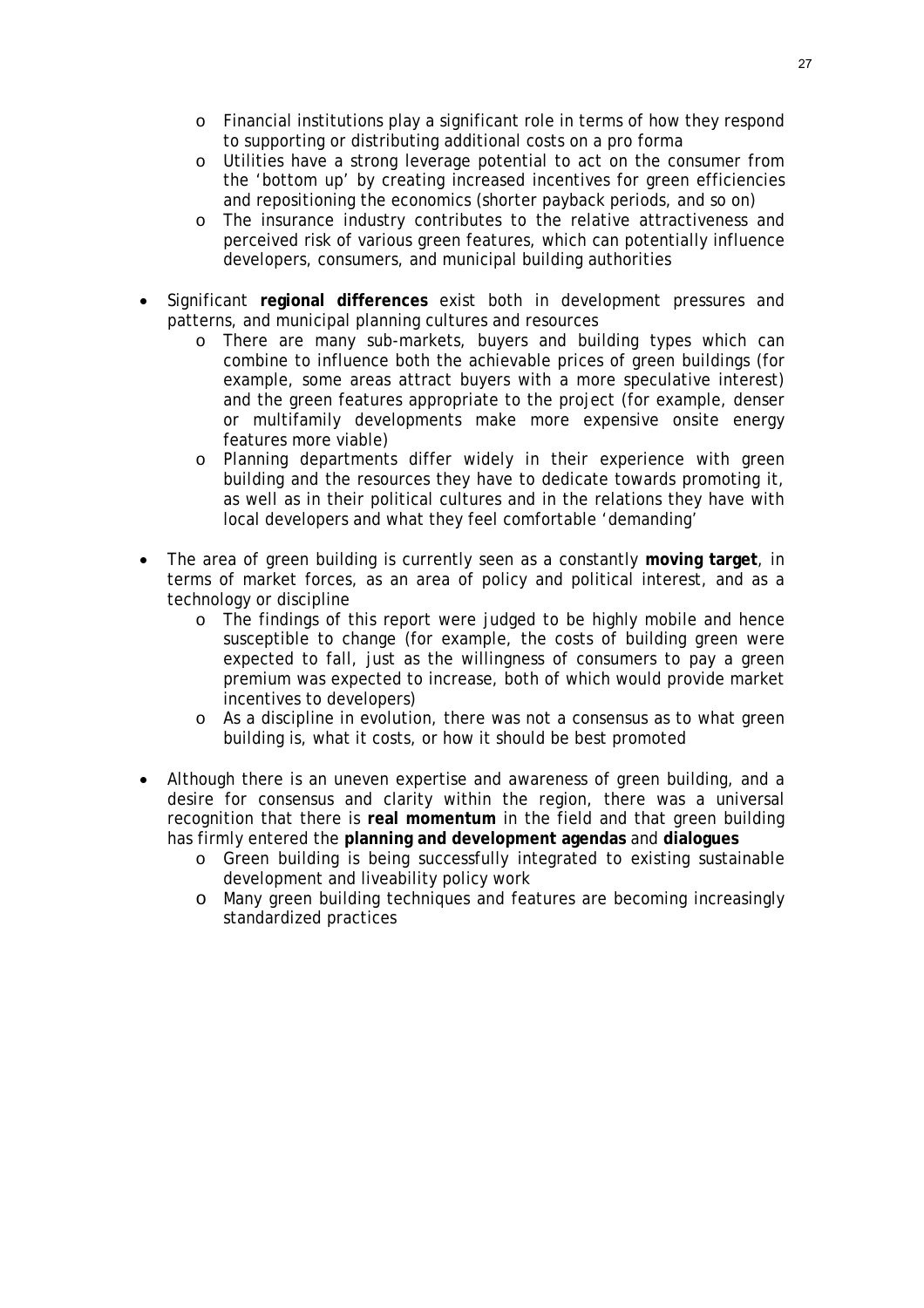- Financial institutions play a significant role in terms of how they respond to supporting or distributing additional costs on a pro forma
  - Utilities have a strong leverage potential to act on the consumer from the 'bottom up' by creating increased incentives for green efficiencies and repositioning the economics (shorter payback periods, and so on)
  - The insurance industry contributes to the relative attractiveness and perceived risk of various green features, which can potentially influence developers, consumers, and municipal building authorities

- Significant **regional differences** exist both in development pressures and patterns, and municipal planning cultures and resources
  - There are many sub-markets, buyers and building types which can combine to influence both the achievable prices of green buildings (for example, some areas attract buyers with a more speculative interest) and the green features appropriate to the project (for example, denser or multifamily developments make more expensive onsite energy features more viable)
  - Planning departments differ widely in their experience with green building and the resources they have to dedicate towards promoting it, as well as in their political cultures and in the relations they have with local developers and what they feel comfortable 'demanding'

- The area of green building is currently seen as a constantly **moving target**, in terms of market forces, as an area of policy and political interest, and as a technology or discipline
  - The findings of this report were judged to be highly mobile and hence susceptible to change (for example, the costs of building green were expected to fall, just as the willingness of consumers to pay a green premium was expected to increase, both of which would provide market incentives to developers)
  - As a discipline in evolution, there was not a consensus as to what green building is, what it costs, or how it should be best promoted

- Although there is an uneven expertise and awareness of green building, and a desire for consensus and clarity within the region, there was a universal recognition that there is **real momentum** in the field and that green building has firmly entered the **planning and development agendas** and **dialogues**
  - Green building is being successfully integrated to existing sustainable development and liveability policy work
  - Many green building techniques and features are becoming increasingly standardized practices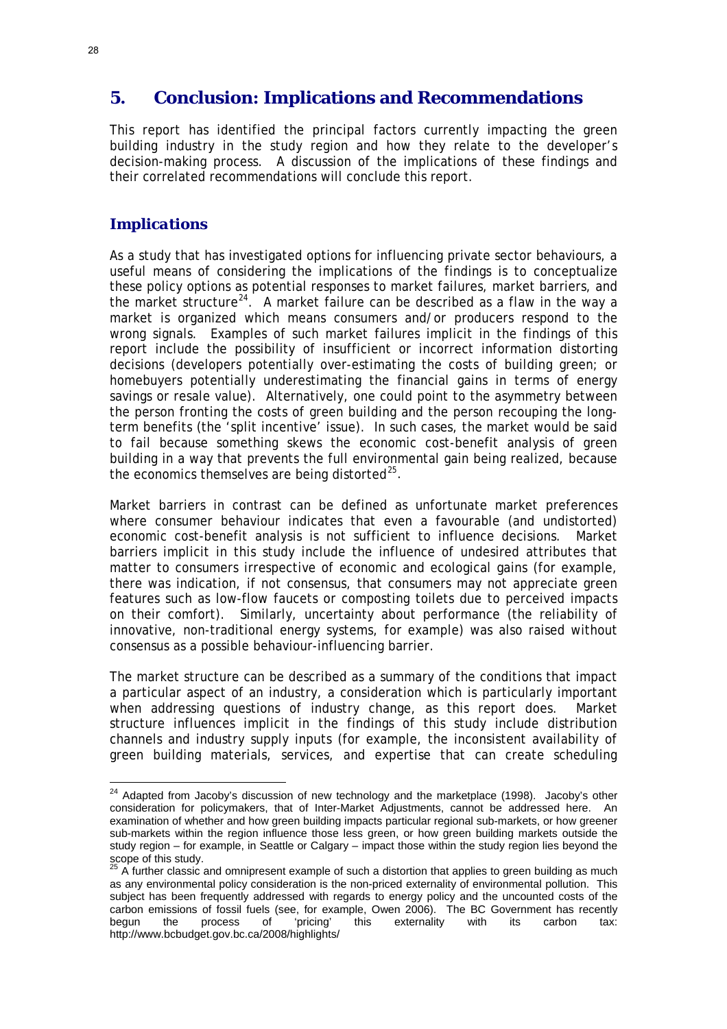## 5. Conclusion: Implications and Recommendations

This report has identified the principal factors currently impacting the green building industry in the study region and how they relate to the developer's decision-making process. A discussion of the implications of these findings and their correlated recommendations will conclude this report.

### *Implications*

As a study that has investigated options for influencing private sector behaviours, a useful means of considering the implications of the findings is to conceptualize these policy options as potential responses to market failures, market barriers, and the market structure[24]. A market failure can be described as a flaw in the way a market is organized which means consumers and/or producers respond to the wrong signals. Examples of such market failures implicit in the findings of this report include the possibility of insufficient or incorrect information distorting decisions (developers potentially over-estimating the costs of building green; or homebuyers potentially underestimating the financial gains in terms of energy savings or resale value). Alternatively, one could point to the asymmetry between the person fronting the costs of green building and the person recouping the long-term benefits (the 'split incentive' issue). In such cases, the market would be said to fail because something skews the economic cost-benefit analysis of green building in a way that prevents the full environmental gain being realized, because the economics themselves are being distorted[25].

Market barriers in contrast can be defined as unfortunate market preferences where consumer behaviour indicates that even a favourable (and undistorted) economic cost-benefit analysis is not sufficient to influence decisions. Market barriers implicit in this study include the influence of undesired attributes that matter to consumers irrespective of economic and ecological gains (for example, there was indication, if not consensus, that consumers may not appreciate green features such as low-flow faucets or composting toilets due to perceived impacts on their comfort). Similarly, uncertainty about performance (the reliability of innovative, non-traditional energy systems, for example) was also raised without consensus as a possible behaviour-influencing barrier.

The market structure can be described as a summary of the conditions that impact a particular aspect of an industry, a consideration which is particularly important when addressing questions of industry change, as this report does. Market structure influences implicit in the findings of this study include distribution channels and industry supply inputs (for example, the inconsistent availability of green building materials, services, and expertise that can create scheduling

---

[24] Adapted from Jacoby's discussion of new technology and the marketplace (1998). Jacoby's other consideration for policymakers, that of Inter-Market Adjustments, cannot be addressed here. An examination of whether and how green building impacts particular regional sub-markets, or how greener sub-markets within the region influence those less green, or how green building markets outside the study region – for example, in Seattle or Calgary – impact those within the study region lies beyond the scope of this study.

[25] A further classic and omnipresent example of such a distortion that applies to green building as much as any environmental policy consideration is the non-priced externality of environmental pollution. This subject has been frequently addressed with regards to energy policy and the uncounted costs of the carbon emissions of fossil fuels (see, for example, Owen 2006). The BC Government has recently begun the process of 'pricing' this externality with its carbon tax: http://www.bcbudget.gov.bc.ca/2008/highlights/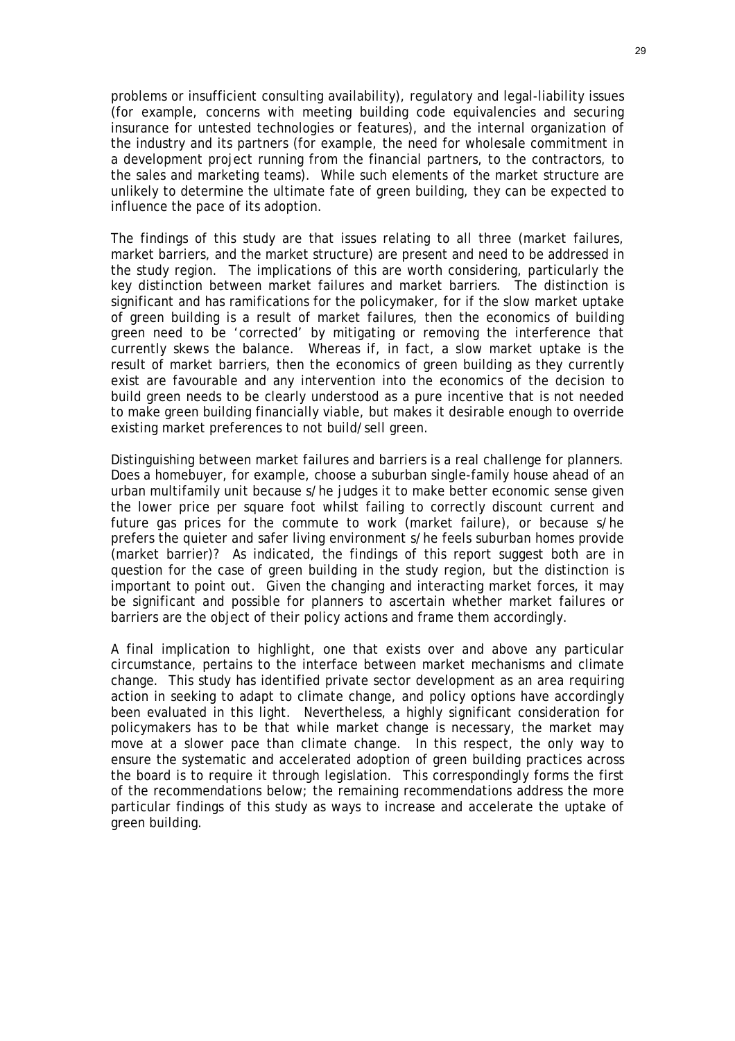problems or insufficient consulting availability), regulatory and legal-liability issues (for example, concerns with meeting building code equivalencies and securing insurance for untested technologies or features), and the internal organization of the industry and its partners (for example, the need for wholesale commitment in a development project running from the financial partners, to the contractors, to the sales and marketing teams). While such elements of the market structure are unlikely to determine the ultimate fate of green building, they can be expected to influence the pace of its adoption.

The findings of this study are that issues relating to all three (market failures, market barriers, and the market structure) are present and need to be addressed in the study region. The implications of this are worth considering, particularly the key distinction between market failures and market barriers. The distinction is significant and has ramifications for the policymaker, for if the slow market uptake of green building is a result of market failures, then the economics of building green need to be 'corrected' by mitigating or removing the interference that currently skews the balance. Whereas if, in fact, a slow market uptake is the result of market barriers, then the economics of green building as they currently exist are favourable and any intervention into the economics of the decision to build green needs to be clearly understood as a pure incentive that is not needed to make green building financially viable, but makes it desirable enough to override existing market preferences to not build/sell green.

Distinguishing between market failures and barriers is a real challenge for planners. Does a homebuyer, for example, choose a suburban single-family house ahead of an urban multifamily unit because s/he judges it to make better economic sense given the lower price per square foot whilst failing to correctly discount current and future gas prices for the commute to work (market failure), or because s/he prefers the quieter and safer living environment s/he feels suburban homes provide (market barrier)? As indicated, the findings of this report suggest both are in question for the case of green building in the study region, but the distinction is important to point out. Given the changing and interacting market forces, it may be significant and possible for planners to ascertain whether market failures or barriers are the object of their policy actions and frame them accordingly.

A final implication to highlight, one that exists over and above any particular circumstance, pertains to the interface between market mechanisms and climate change. This study has identified private sector development as an area requiring action in seeking to adapt to climate change, and policy options have accordingly been evaluated in this light. Nevertheless, a highly significant consideration for policymakers has to be that while market change is necessary, the market may move at a slower pace than climate change. In this respect, the only way to ensure the systematic and accelerated adoption of green building practices across the board is to require it through legislation. This correspondingly forms the first of the recommendations below; the remaining recommendations address the more particular findings of this study as ways to increase and accelerate the uptake of green building.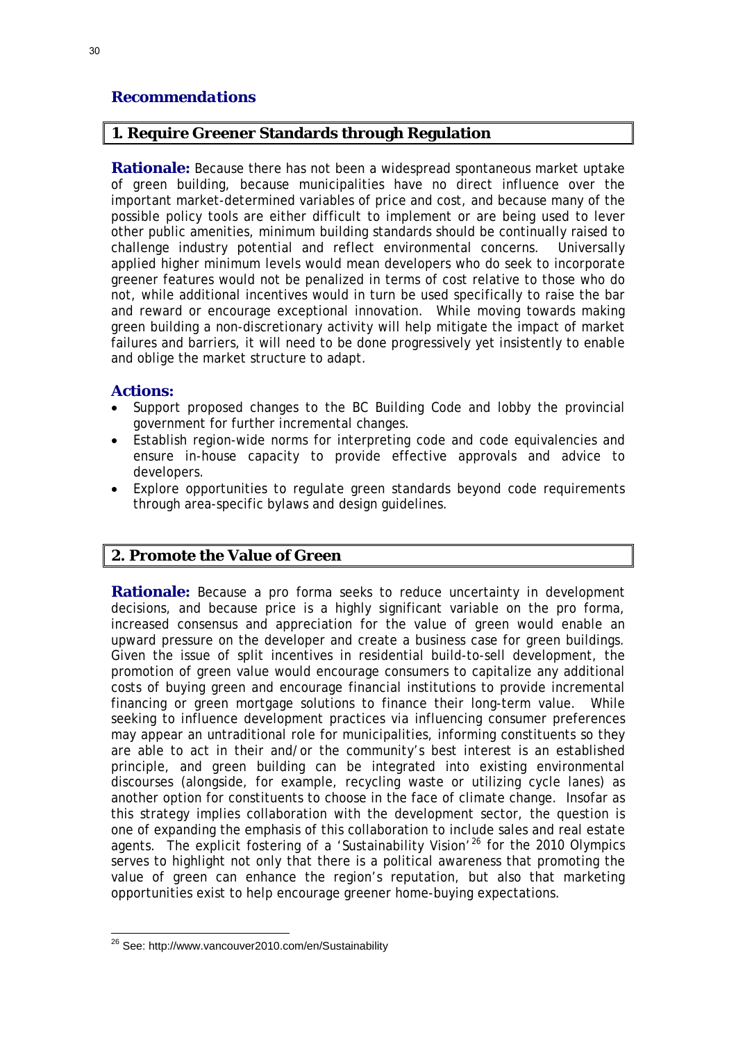## *Recommendations*

### 1. Require Greener Standards through Regulation

**Rationale:** Because there has not been a widespread spontaneous market uptake of green building, because municipalities have no direct influence over the important market-determined variables of price and cost, and because many of the possible policy tools are either difficult to implement or are being used to lever other public amenities, minimum building standards should be continually raised to challenge industry potential and reflect environmental concerns. Universally applied higher minimum levels would mean developers who do seek to incorporate greener features would not be penalized in terms of cost relative to those who do not, while additional incentives would in turn be used specifically to raise the bar and reward or encourage exceptional innovation. While moving towards making green building a non-discretionary activity will help mitigate the impact of market failures and barriers, it will need to be done progressively yet insistently to enable and oblige the market structure to adapt.

**Actions:**

- Support proposed changes to the BC Building Code and lobby the provincial government for further incremental changes.
- Establish region-wide norms for interpreting code and code equivalencies and ensure in-house capacity to provide effective approvals and advice to developers.
- Explore opportunities to regulate green standards beyond code requirements through area-specific bylaws and design guidelines.

### 2. Promote the Value of Green

**Rationale:** Because a pro forma seeks to reduce uncertainty in development decisions, and because price is a highly significant variable on the pro forma, increased consensus and appreciation for the value of green would enable an upward pressure on the developer and create a business case for green buildings. Given the issue of split incentives in residential build-to-sell development, the promotion of green value would encourage consumers to capitalize any additional costs of buying green and encourage financial institutions to provide incremental financing or green mortgage solutions to finance their long-term value. While seeking to influence development practices via influencing consumer preferences may appear an untraditional role for municipalities, informing constituents so they are able to act in their and/or the community's best interest is an established principle, and green building can be integrated into existing environmental discourses (alongside, for example, recycling waste or utilizing cycle lanes) as another option for constituents to choose in the face of climate change. Insofar as this strategy implies collaboration with the development sector, the question is one of expanding the emphasis of this collaboration to include sales and real estate agents. The explicit fostering of a 'Sustainability Vision'[26] for the 2010 Olympics serves to highlight not only that there is a political awareness that promoting the value of green can enhance the region's reputation, but also that marketing opportunities exist to help encourage greener home-buying expectations.

---

[26] See: http://www.vancouver2010.com/en/Sustainability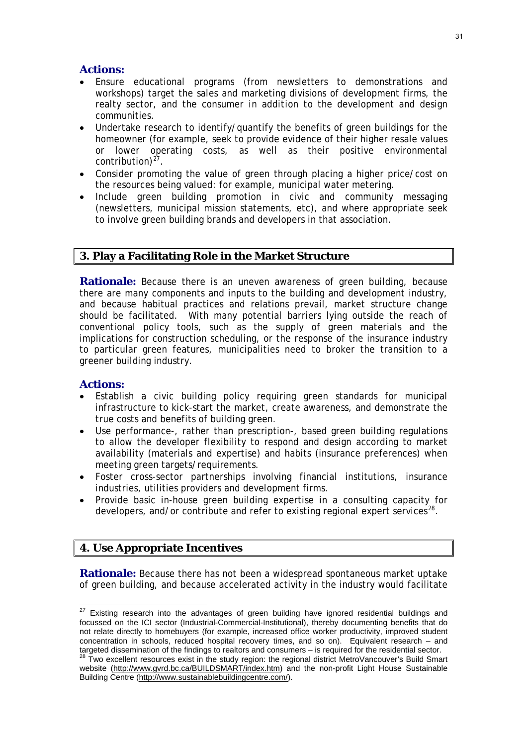**Actions:**

- Ensure educational programs (from newsletters to demonstrations and workshops) target the sales and marketing divisions of development firms, the realty sector, and the consumer in addition to the development and design communities.
- Undertake research to identify/quantify the benefits of green buildings for the homeowner (for example, seek to provide evidence of their higher resale values or lower operating costs, as well as their positive environmental contribution)[27].
- Consider promoting the value of green through placing a higher price/cost on the resources being valued: for example, municipal water metering.
- Include green building promotion in civic and community messaging (newsletters, municipal mission statements, etc), and where appropriate seek to involve green building brands and developers in that association.

## 3. Play a Facilitating Role in the Market Structure

**Rationale:** Because there is an uneven awareness of green building, because there are many components and inputs to the building and development industry, and because habitual practices and relations prevail, market structure change should be facilitated. With many potential barriers lying outside the reach of conventional policy tools, such as the supply of green materials and the implications for construction scheduling, or the response of the insurance industry to particular green features, municipalities need to broker the transition to a greener building industry.

**Actions:**

- Establish a civic building policy requiring green standards for municipal infrastructure to kick-start the market, create awareness, and demonstrate the true costs and benefits of building green.
- Use performance-, rather than prescription-, based green building regulations to allow the developer flexibility to respond and design according to market availability (materials and expertise) and habits (insurance preferences) when meeting green targets/requirements.
- Foster cross-sector partnerships involving financial institutions, insurance industries, utilities providers and development firms.
- Provide basic in-house green building expertise in a consulting capacity for developers, and/or contribute and refer to existing regional expert services[28].

## 4. Use Appropriate Incentives

**Rationale:** Because there has not been a widespread spontaneous market uptake of green building, and because accelerated activity in the industry would facilitate

---

[27] Existing research into the advantages of green building have ignored residential buildings and focussed on the ICI sector (Industrial-Commercial-Institutional), thereby documenting benefits that do not relate directly to homebuyers (for example, increased office worker productivity, improved student concentration in schools, reduced hospital recovery times, and so on). Equivalent research – and targeted dissemination of the findings to realtors and consumers – is required for the residential sector.

[28] Two excellent resources exist in the study region: the regional district MetroVancouver's Build Smart website (http://www.gvrd.bc.ca/BUILDSMART/index.htm) and the non-profit Light House Sustainable Building Centre (http://www.sustainablebuildingcentre.com/).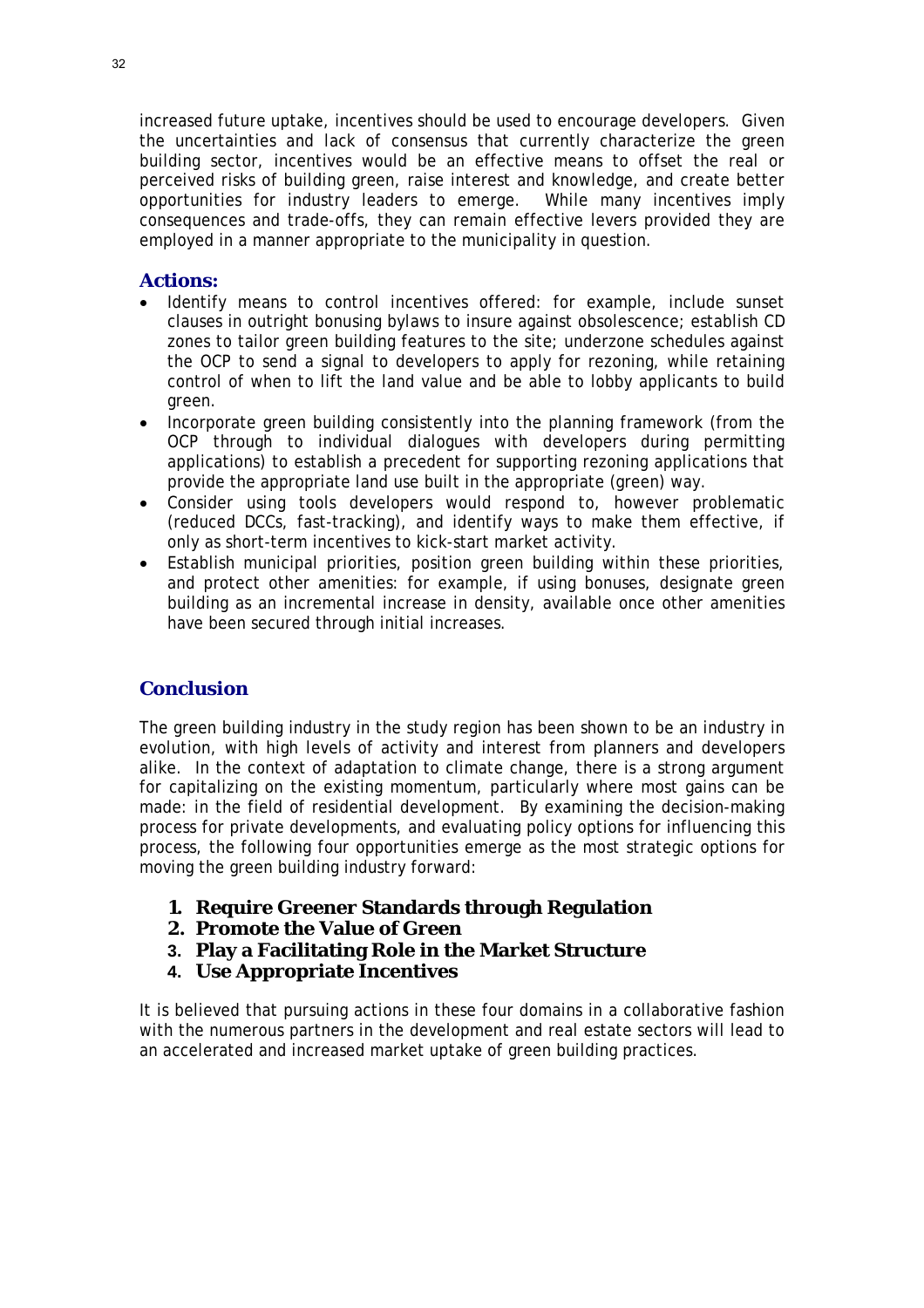increased future uptake, incentives should be used to encourage developers. Given the uncertainties and lack of consensus that currently characterize the green building sector, incentives would be an effective means to offset the real or perceived risks of building green, raise interest and knowledge, and create better opportunities for industry leaders to emerge. While many incentives imply consequences and trade-offs, they can remain effective levers provided they are employed in a manner appropriate to the municipality in question.

### Actions:

- Identify means to control incentives offered: for example, include sunset clauses in outright bonusing bylaws to insure against obsolescence; establish CD zones to tailor green building features to the site; underzone schedules against the OCP to send a signal to developers to apply for rezoning, while retaining control of when to lift the land value and be able to lobby applicants to build green.
- Incorporate green building consistently into the planning framework (from the OCP through to individual dialogues with developers during permitting applications) to establish a precedent for supporting rezoning applications that provide the appropriate land use built in the appropriate (green) way.
- Consider using tools developers would respond to, however problematic (reduced DCCs, fast-tracking), and identify ways to make them effective, if only as short-term incentives to kick-start market activity.
- Establish municipal priorities, position green building within these priorities, and protect other amenities: for example, if using bonuses, designate green building as an incremental increase in density, available once other amenities have been secured through initial increases.

## Conclusion

The green building industry in the study region has been shown to be an industry in evolution, with high levels of activity and interest from planners and developers alike. In the context of adaptation to climate change, there is a strong argument for capitalizing on the existing momentum, particularly where most gains can be made: in the field of residential development. By examining the decision-making process for private developments, and evaluating policy options for influencing this process, the following four opportunities emerge as the most strategic options for moving the green building industry forward:

1. **Require Greener Standards through Regulation**
2. **Promote the Value of Green**
3. **Play a Facilitating Role in the Market Structure**
4. **Use Appropriate Incentives**

It is believed that pursuing actions in these four domains in a collaborative fashion with the numerous partners in the development and real estate sectors will lead to an accelerated and increased market uptake of green building practices.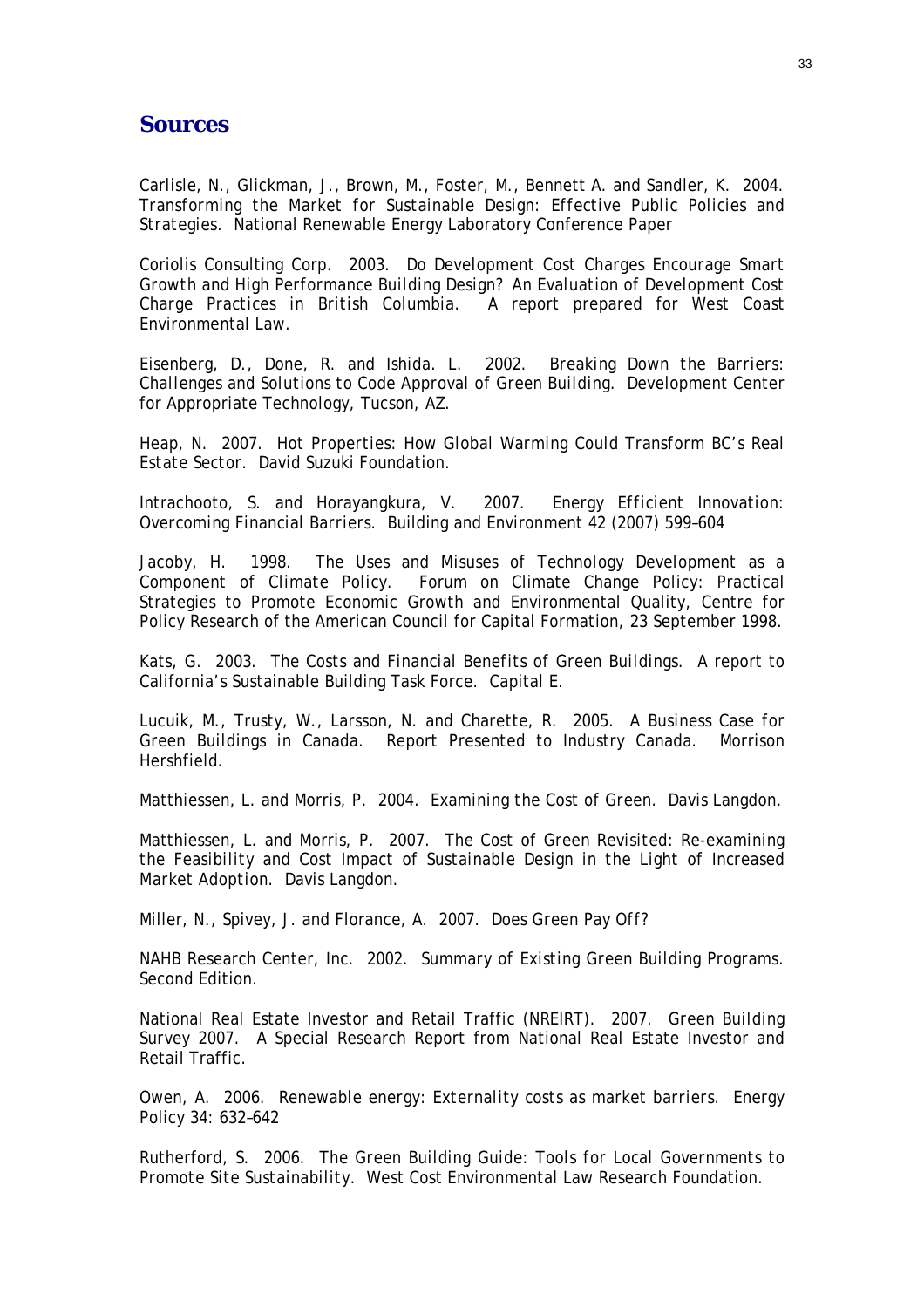## Sources

Carlisle, N., Glickman, J., Brown, M., Foster, M., Bennett A. and Sandler, K. 2004. *Transforming the Market for Sustainable Design: Effective Public Policies and Strategies.* National Renewable Energy Laboratory Conference Paper

Coriolis Consulting Corp. 2003. *Do Development Cost Charges Encourage Smart Growth and High Performance Building Design? An Evaluation of Development Cost Charge Practices in British Columbia.* A report prepared for West Coast Environmental Law.

Eisenberg, D., Done, R. and Ishida. L. 2002. *Breaking Down the Barriers: Challenges and Solutions to Code Approval of Green Building.* Development Center for Appropriate Technology, Tucson, AZ.

Heap, N. 2007. *Hot Properties: How Global Warming Could Transform BC's Real Estate Sector.* David Suzuki Foundation.

Intrachooto, S. and Horayangkura, V. 2007. *Energy Efficient Innovation: Overcoming Financial Barriers.* Building and Environment 42 (2007) 599–604

Jacoby, H. 1998. *The Uses and Misuses of Technology Development as a Component of Climate Policy.* Forum on Climate Change Policy: Practical Strategies to Promote Economic Growth and Environmental Quality, Centre for Policy Research of the American Council for Capital Formation, 23 September 1998.

Kats, G. 2003. *The Costs and Financial Benefits of Green Buildings.* A report to California's Sustainable Building Task Force. Capital E.

Lucuik, M., Trusty, W., Larsson, N. and Charette, R. 2005. *A Business Case for Green Buildings in Canada.* Report Presented to Industry Canada. Morrison Hershfield.

Matthiessen, L. and Morris, P. 2004. *Examining the Cost of Green.* Davis Langdon.

Matthiessen, L. and Morris, P. 2007. *The Cost of Green Revisited: Re-examining the Feasibility and Cost Impact of Sustainable Design in the Light of Increased Market Adoption.* Davis Langdon.

Miller, N., Spivey, J. and Florance, A. 2007. *Does Green Pay Off?*

NAHB Research Center, Inc. 2002. *Summary of Existing Green Building Programs.* Second Edition.

National Real Estate Investor and Retail Traffic (NREIRT). 2007. *Green Building Survey 2007.* A Special Research Report from National Real Estate Investor and Retail Traffic.

Owen, A. 2006. *Renewable energy: Externality costs as market barriers.* Energy Policy 34: 632–642

Rutherford, S. 2006. *The Green Building Guide: Tools for Local Governments to Promote Site Sustainability.* West Cost Environmental Law Research Foundation.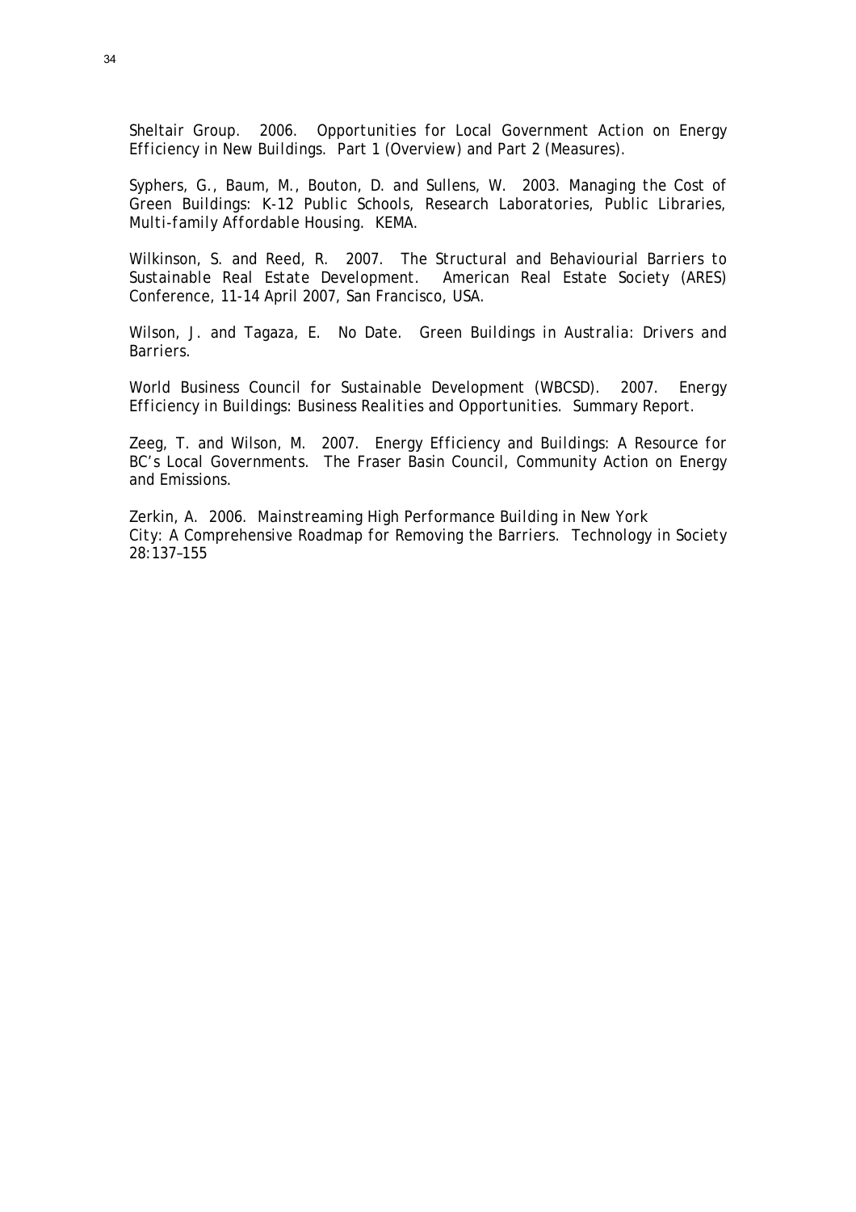Sheltair Group. 2006. *Opportunities for Local Government Action on Energy Efficiency in New Buildings*. Part 1 (Overview) and Part 2 (Measures).

Syphers, G., Baum, M., Bouton, D. and Sullens, W. 2003. *Managing the Cost of Green Buildings: K-12 Public Schools, Research Laboratories, Public Libraries, Multi-family Affordable Housing*. KEMA.

Wilkinson, S. and Reed, R. 2007. *The Structural and Behaviourial Barriers to Sustainable Real Estate Development*. American Real Estate Society (ARES) Conference, 11-14 April 2007, San Francisco, USA.

Wilson, J. and Tagaza, E. No Date. *Green Buildings in Australia: Drivers and Barriers*.

World Business Council for Sustainable Development (WBCSD). 2007. *Energy Efficiency in Buildings: Business Realities and Opportunities*. Summary Report.

Zeeg, T. and Wilson, M. 2007. *Energy Efficiency and Buildings: A Resource for BC's Local Governments*. The Fraser Basin Council, Community Action on Energy and Emissions.

Zerkin, A. 2006. *Mainstreaming High Performance Building in New York City: A Comprehensive Roadmap for Removing the Barriers*. Technology in Society 28:137–155